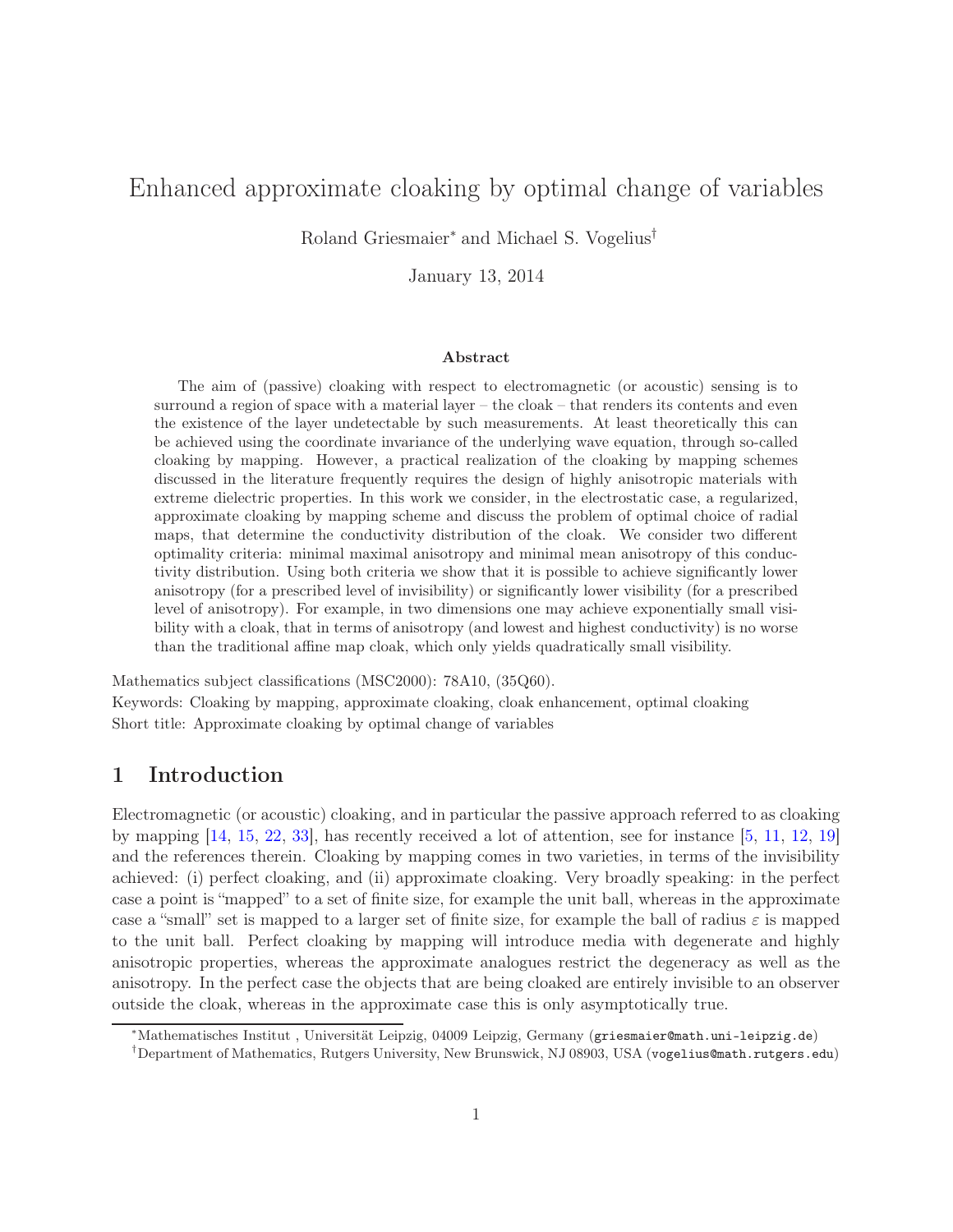# Enhanced approximate cloaking by optimal change of variables

Roland Griesmaier* and Michael S. Vogelius†

January 13, 2014

### Abstract

The aim of (passive) cloaking with respect to electromagnetic (or acoustic) sensing is to surround a region of space with a material layer – the cloak – that renders its contents and even the existence of the layer undetectable by such measurements. At least theoretically this can be achieved using the coordinate invariance of the underlying wave equation, through so-called cloaking by mapping. However, a practical realization of the cloaking by mapping schemes discussed in the literature frequently requires the design of highly anisotropic materials with extreme dielectric properties. In this work we consider, in the electrostatic case, a regularized, approximate cloaking by mapping scheme and discuss the problem of optimal choice of radial maps, that determine the conductivity distribution of the cloak. We consider two different optimality criteria: minimal maximal anisotropy and minimal mean anisotropy of this conductivity distribution. Using both criteria we show that it is possible to achieve significantly lower anisotropy (for a prescribed level of invisibility) or significantly lower visibility (for a prescribed level of anisotropy). For example, in two dimensions one may achieve exponentially small visibility with a cloak, that in terms of anisotropy (and lowest and highest conductivity) is no worse than the traditional affine map cloak, which only yields quadratically small visibility.

Mathematics subject classifications (MSC2000): 78A10, (35Q60).

Keywords: Cloaking by mapping, approximate cloaking, cloak enhancement, optimal cloaking

Short title: Approximate cloaking by optimal change of variables

## 1 Introduction

Electromagnetic (or acoustic) cloaking, and in particular the passive approach referred to as cloaking by mapping [14, 15, 22, 33], has recently received a lot of attention, see for instance [5, 11, 12, 19] and the references therein. Cloaking by mapping comes in two varieties, in terms of the invisibility achieved: (i) perfect cloaking, and (ii) approximate cloaking. Very broadly speaking: in the perfect case a point is "mapped" to a set of finite size, for example the unit ball, whereas in the approximate case a "small" set is mapped to a larger set of finite size, for example the ball of radius $\varepsilon$ is mapped to the unit ball. Perfect cloaking by mapping will introduce media with degenerate and highly anisotropic properties, whereas the approximate analogues restrict the degeneracy as well as the anisotropy. In the perfect case the objects that are being cloaked are entirely invisible to an observer outside the cloak, whereas in the approximate case this is only asymptotically true.

*Mathematisches Institut , Universität Leipzig, 04009 Leipzig, Germany (griesmaier@math.uni-leipzig.de)

†Department of Mathematics, Rutgers University, New Brunswick, NJ 08903, USA (vogelius@math.rutgers.edu)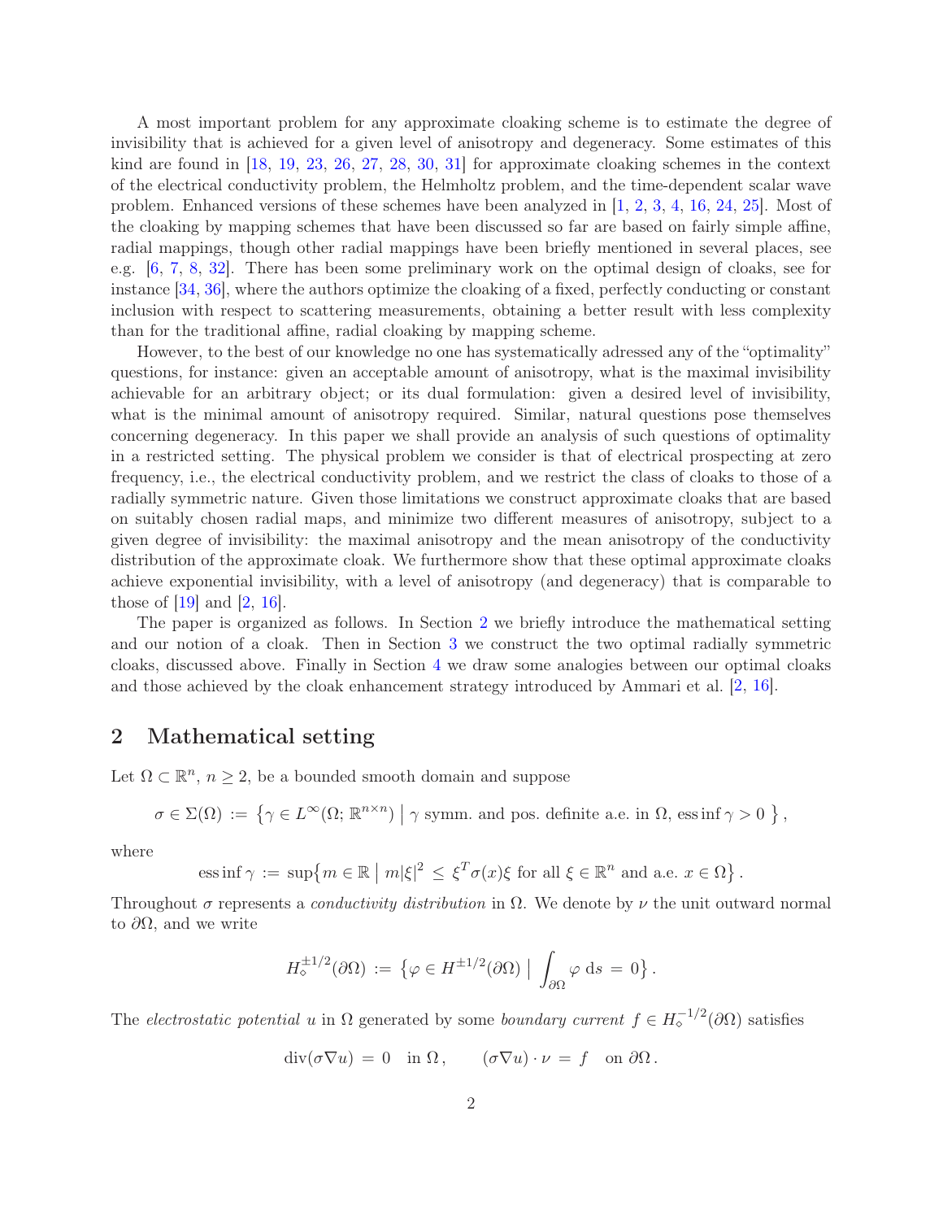A most important problem for any approximate cloaking scheme is to estimate the degree of invisibility that is achieved for a given level of anisotropy and degeneracy. Some estimates of this kind are found in [18, 19, 23, 26, 27, 28, 30, 31] for approximate cloaking schemes in the context of the electrical conductivity problem, the Helmholtz problem, and the time-dependent scalar wave problem. Enhanced versions of these schemes have been analyzed in [1, 2, 3, 4, 16, 24, 25]. Most of the cloaking by mapping schemes that have been discussed so far are based on fairly simple affine, radial mappings, though other radial mappings have been briefly mentioned in several places, see e.g. [6, 7, 8, 32]. There has been some preliminary work on the optimal design of cloaks, see for instance [34, 36], where the authors optimize the cloaking of a fixed, perfectly conducting or constant inclusion with respect to scattering measurements, obtaining a better result with less complexity than for the traditional affine, radial cloaking by mapping scheme.

However, to the best of our knowledge no one has systematically adressed any of the "optimality" questions, for instance: given an acceptable amount of anisotropy, what is the maximal invisibility achievable for an arbitrary object; or its dual formulation: given a desired level of invisibility, what is the minimal amount of anisotropy required. Similar, natural questions pose themselves concerning degeneracy. In this paper we shall provide an analysis of such questions of optimality in a restricted setting. The physical problem we consider is that of electrical prospecting at zero frequency, i.e., the electrical conductivity problem, and we restrict the class of cloaks to those of a radially symmetric nature. Given those limitations we construct approximate cloaks that are based on suitably chosen radial maps, and minimize two different measures of anisotropy, subject to a given degree of invisibility: the maximal anisotropy and the mean anisotropy of the conductivity distribution of the approximate cloak. We furthermore show that these optimal approximate cloaks achieve exponential invisibility, with a level of anisotropy (and degeneracy) that is comparable to those of [19] and [2, 16].

The paper is organized as follows. In Section 2 we briefly introduce the mathematical setting and our notion of a cloak. Then in Section 3 we construct the two optimal radially symmetric cloaks, discussed above. Finally in Section 4 we draw some analogies between our optimal cloaks and those achieved by the cloak enhancement strategy introduced by Ammari et al. [2, 16].

## 2 Mathematical setting

Let $\Omega \subset \mathbb{R}^n$, $n \geq 2$, be a bounded smooth domain and suppose

$$\sigma \in \Sigma(\Omega) := \left\{ \gamma \in L^\infty(\Omega; \mathbb{R}^{n\times n}) \;\middle|\; \gamma \text{ symm. and pos. definite a.e. in } \Omega, \operatorname{ess\,inf} \gamma > 0 \right\},$$

where

$$\operatorname{ess\,inf} \gamma := \sup\left\{ m \in \mathbb{R} \;\middle|\; m|\xi|^2 \leq \xi^T \sigma(x)\xi \text{ for all } \xi \in \mathbb{R}^n \text{ and a.e. } x \in \Omega \right\}.$$

Throughout $\sigma$ represents a *conductivity distribution* in $\Omega$. We denote by $\nu$ the unit outward normal to $\partial\Omega$, and we write

$$H_\diamond^{\pm 1/2}(\partial\Omega) := \left\{ \varphi \in H^{\pm 1/2}(\partial\Omega) \;\middle|\; \int_{\partial\Omega} \varphi \,\mathrm{d}s = 0 \right\}.$$

The *electrostatic potential* $u$ in $\Omega$ generated by some *boundary current* $f \in H_\diamond^{-1/2}(\partial\Omega)$ satisfies

$$\operatorname{div}(\sigma\nabla u) = 0 \quad \text{in } \Omega, \qquad (\sigma\nabla u)\cdot\nu = f \quad \text{on } \partial\Omega.$$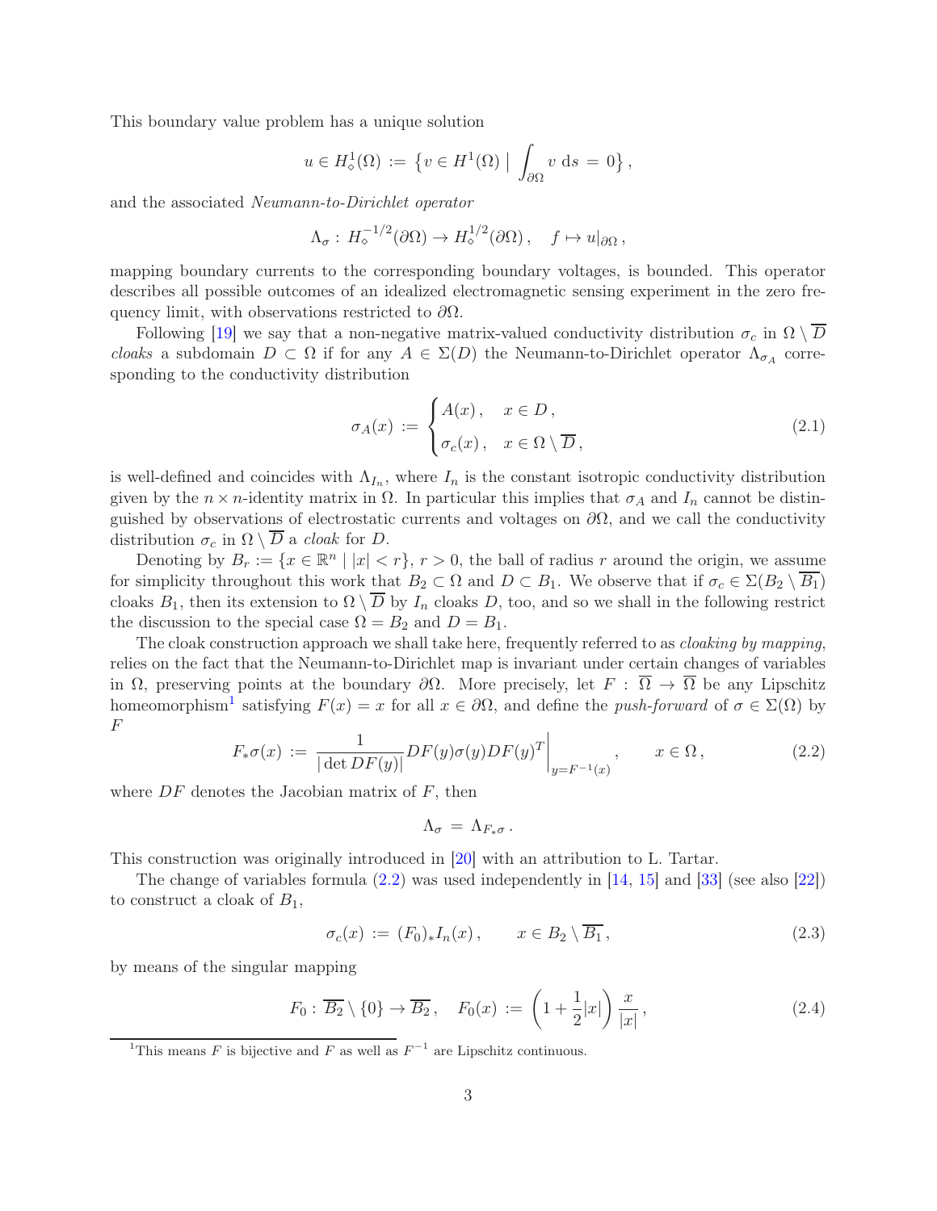This boundary value problem has a unique solution

$$u \in H^1_\diamond(\Omega) := \left\{ v \in H^1(\Omega) \;\middle|\; \int_{\partial\Omega} v \,\mathrm{d}s = 0 \right\},$$

and the associated *Neumann-to-Dirichlet operator*

$$\Lambda_\sigma : H^{-1/2}_\diamond(\partial\Omega) \to H^{1/2}_\diamond(\partial\Omega), \quad f \mapsto u|_{\partial\Omega},$$

mapping boundary currents to the corresponding boundary voltages, is bounded. This operator describes all possible outcomes of an idealized electromagnetic sensing experiment in the zero frequency limit, with observations restricted to $\partial\Omega$.

Following [19] we say that a non-negative matrix-valued conductivity distribution $\sigma_c$ in $\Omega \setminus \overline{D}$ *cloaks* a subdomain $D \subset \Omega$ if for any $A \in \Sigma(D)$ the Neumann-to-Dirichlet operator $\Lambda_{\sigma_A}$ corresponding to the conductivity distribution

$$\sigma_A(x) := \begin{cases} A(x), & x \in D, \\ \sigma_c(x), & x \in \Omega \setminus \overline{D}, \end{cases} \tag{2.1}$$

is well-defined and coincides with $\Lambda_{I_n}$, where $I_n$ is the constant isotropic conductivity distribution given by the $n \times n$-identity matrix in $\Omega$. In particular this implies that $\sigma_A$ and $I_n$ cannot be distinguished by observations of electrostatic currents and voltages on $\partial\Omega$, and we call the conductivity distribution $\sigma_c$ in $\Omega \setminus \overline{D}$ a *cloak* for $D$.

Denoting by $B_r := \{x \in \mathbb{R}^n \mid |x| < r\}$, $r > 0$, the ball of radius $r$ around the origin, we assume for simplicity throughout this work that $B_2 \subset \Omega$ and $D \subset B_1$. We observe that if $\sigma_c \in \Sigma(B_2 \setminus \overline{B_1})$ cloaks $B_1$, then its extension to $\Omega \setminus \overline{D}$ by $I_n$ cloaks $D$, too, and so we shall in the following restrict the discussion to the special case $\Omega = B_2$ and $D = B_1$.

The cloak construction approach we shall take here, frequently referred to as *cloaking by mapping*, relies on the fact that the Neumann-to-Dirichlet map is invariant under certain changes of variables in $\Omega$, preserving points at the boundary $\partial\Omega$. More precisely, let $F : \overline{\Omega} \to \overline{\Omega}$ be any Lipschitz homeomorphism[1] satisfying $F(x) = x$ for all $x \in \partial\Omega$, and define the *push-forward* of $\sigma \in \Sigma(\Omega)$ by $F$

$$F_*\sigma(x) := \frac{1}{|\det DF(y)|} DF(y)\sigma(y)DF(y)^T \bigg|_{y=F^{-1}(x)}, \qquad x \in \Omega, \tag{2.2}$$

where $DF$ denotes the Jacobian matrix of $F$, then

$$\Lambda_\sigma = \Lambda_{F_*\sigma}.$$

This construction was originally introduced in [20] with an attribution to L. Tartar.

The change of variables formula (2.2) was used independently in [14, 15] and [33] (see also [22]) to construct a cloak of $B_1$,

$$\sigma_c(x) := (F_0)_* I_n(x), \qquad x \in B_2 \setminus \overline{B_1}, \tag{2.3}$$

by means of the singular mapping

$$F_0 : \overline{B_2} \setminus \{0\} \to \overline{B_2}, \quad F_0(x) := \left(1 + \frac{1}{2}|x|\right) \frac{x}{|x|}, \tag{2.4}$$

[1] This means $F$ is bijective and $F$ as well as $F^{-1}$ are Lipschitz continuous.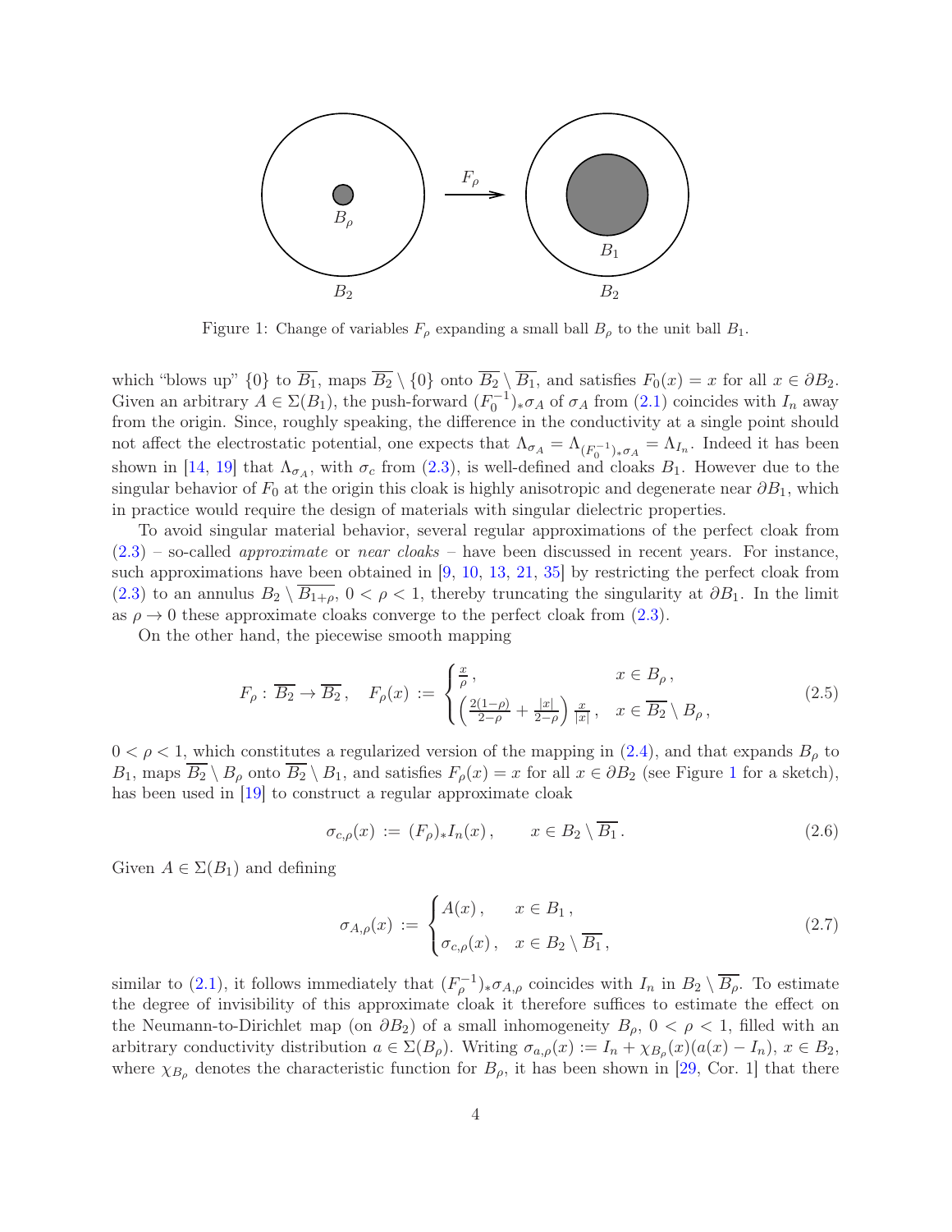Figure 1: Change of variables $F_\rho$ expanding a small ball $B_\rho$ to the unit ball $B_1$.

which "blows up" $\{0\}$ to $\overline{B_1}$, maps $\overline{B_2} \setminus \{0\}$ onto $\overline{B_2} \setminus \overline{B_1}$, and satisfies $F_0(x) = x$ for all $x \in \partial B_2$. Given an arbitrary $A \in \Sigma(B_1)$, the push-forward $(F_0^{-1})_* \sigma_A$ of $\sigma_A$ from (2.1) coincides with $I_n$ away from the origin. Since, roughly speaking, the difference in the conductivity at a single point should not affect the electrostatic potential, one expects that $\Lambda_{\sigma_A} = \Lambda_{(F_0^{-1})_* \sigma_A} = \Lambda_{I_n}$. Indeed it has been shown in [14, 19] that $\Lambda_{\sigma_A}$, with $\sigma_c$ from (2.3), is well-defined and cloaks $B_1$. However due to the singular behavior of $F_0$ at the origin this cloak is highly anisotropic and degenerate near $\partial B_1$, which in practice would require the design of materials with singular dielectric properties.

To avoid singular material behavior, several regular approximations of the perfect cloak from (2.3) – so-called *approximate* or *near cloaks* – have been discussed in recent years. For instance, such approximations have been obtained in [9, 10, 13, 21, 35] by restricting the perfect cloak from (2.3) to an annulus $B_2 \setminus \overline{B_{1+\rho}}$, $0 < \rho < 1$, thereby truncating the singularity at $\partial B_1$. In the limit as $\rho \to 0$ these approximate cloaks converge to the perfect cloak from (2.3).

On the other hand, the piecewise smooth mapping

$$
F_\rho : \overline{B_2} \to \overline{B_2}, \quad F_\rho(x) := \begin{cases} \frac{x}{\rho}, & x \in B_\rho, \\ \left( \frac{2(1-\rho)}{2-\rho} + \frac{|x|}{2-\rho} \right) \frac{x}{|x|}, & x \in \overline{B_2} \setminus B_\rho, \end{cases} \tag{2.5}
$$

$0 < \rho < 1$, which constitutes a regularized version of the mapping in (2.4), and that expands $B_\rho$ to $B_1$, maps $\overline{B_2} \setminus B_\rho$ onto $\overline{B_2} \setminus B_1$, and satisfies $F_\rho(x) = x$ for all $x \in \partial B_2$ (see Figure 1 for a sketch), has been used in [19] to construct a regular approximate cloak

$$
\sigma_{c,\rho}(x) := (F_\rho)_* I_n(x), \qquad x \in B_2 \setminus \overline{B_1}. \tag{2.6}
$$

Given $A \in \Sigma(B_1)$ and defining

$$
\sigma_{A,\rho}(x) := \begin{cases} A(x), & x \in B_1, \\ \sigma_{c,\rho}(x), & x \in B_2 \setminus \overline{B_1}, \end{cases} \tag{2.7}
$$

similar to (2.1), it follows immediately that $(F_\rho^{-1})_* \sigma_{A,\rho}$ coincides with $I_n$ in $B_2 \setminus \overline{B_\rho}$. To estimate the degree of invisibility of this approximate cloak it therefore suffices to estimate the effect on the Neumann-to-Dirichlet map (on $\partial B_2$) of a small inhomogeneity $B_\rho$, $0 < \rho < 1$, filled with an arbitrary conductivity distribution $a \in \Sigma(B_\rho)$. Writing $\sigma_{a,\rho}(x) := I_n + \chi_{B_\rho}(x)(a(x) - I_n)$, $x \in B_2$, where $\chi_{B_\rho}$ denotes the characteristic function for $B_\rho$, it has been shown in [29, Cor. 1] that there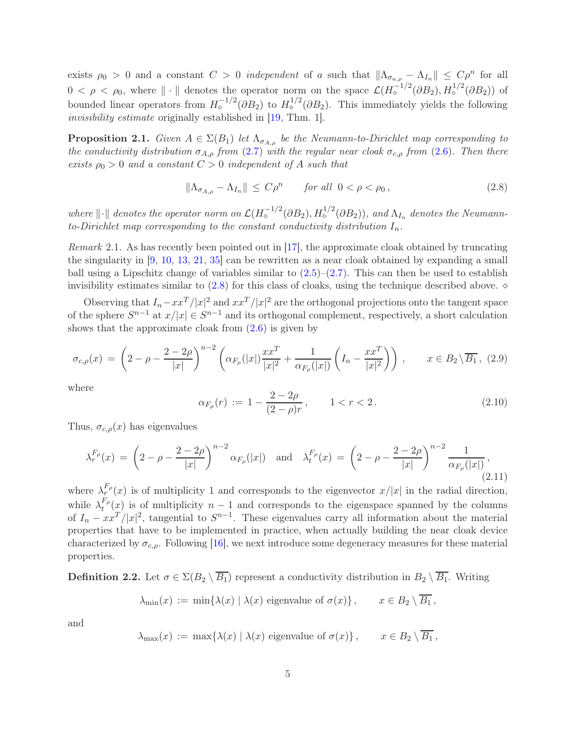exists $\rho_0 > 0$ and a constant $C > 0$ *independent* of $a$ such that $\|\Lambda_{\sigma_{a,\rho}} - \Lambda_{I_n}\| \leq C\rho^n$ for all $0 < \rho < \rho_0$, where $\|\cdot\|$ denotes the operator norm on the space $\mathcal{L}(H_\diamond^{-1/2}(\partial B_2), H_\diamond^{1/2}(\partial B_2))$ of bounded linear operators from $H_\diamond^{-1/2}(\partial B_2)$ to $H_\diamond^{1/2}(\partial B_2)$. This immediately yields the following *invisibility estimate* originally established in [19, Thm. 1].

**Proposition 2.1.** *Given $A \in \Sigma(B_1)$ let $\Lambda_{\sigma_{A,\rho}}$ be the Neumann-to-Dirichlet map corresponding to the conductivity distribution $\sigma_{A,\rho}$ from (2.7) with the regular near cloak $\sigma_{c,\rho}$ from (2.6). Then there exists $\rho_0 > 0$ and a constant $C > 0$ independent of $A$ such that*

$$\|\Lambda_{\sigma_{A,\rho}} - \Lambda_{I_n}\| \leq C\rho^n \qquad \text{for all } \ 0 < \rho < \rho_0\,, \tag{2.8}$$

*where $\|\cdot\|$ denotes the operator norm on $\mathcal{L}(H_\diamond^{-1/2}(\partial B_2), H_\diamond^{1/2}(\partial B_2))$, and $\Lambda_{I_n}$ denotes the Neumann-to-Dirichlet map corresponding to the constant conductivity distribution $I_n$.*

*Remark* 2.1. As has recently been pointed out in [17], the approximate cloak obtained by truncating the singularity in [9, 10, 13, 21, 35] can be rewritten as a near cloak obtained by expanding a small ball using a Lipschitz change of variables similar to (2.5)–(2.7). This can then be used to establish invisibility estimates similar to (2.8) for this class of cloaks, using the technique described above. $\diamond$

Observing that $I_n - xx^T/|x|^2$ and $xx^T/|x|^2$ are the orthogonal projections onto the tangent space of the sphere $S^{n-1}$ at $x/|x| \in S^{n-1}$ and its orthogonal complement, respectively, a short calculation shows that the approximate cloak from (2.6) is given by

$$\sigma_{c,\rho}(x) \,=\, \left(2 - \rho - \frac{2-2\rho}{|x|}\right)^{n-2} \left(\alpha_{F_\rho}(|x|)\frac{xx^T}{|x|^2} + \frac{1}{\alpha_{F_\rho}(|x|)}\left(I_n - \frac{xx^T}{|x|^2}\right)\right)\,, \qquad x \in B_2 \setminus \overline{B_1}\,, \tag{2.9}$$

where

$$\alpha_{F_\rho}(r) \,:=\, 1 - \frac{2-2\rho}{(2-\rho)r}\,, \qquad 1 < r < 2\,. \tag{2.10}$$

Thus, $\sigma_{c,\rho}(x)$ has eigenvalues

$$\lambda_r^{F_\rho}(x) \,=\, \left(2 - \rho - \frac{2-2\rho}{|x|}\right)^{n-2} \alpha_{F_\rho}(|x|) \quad \text{and} \quad \lambda_t^{F_\rho}(x) \,=\, \left(2 - \rho - \frac{2-2\rho}{|x|}\right)^{n-2} \frac{1}{\alpha_{F_\rho}(|x|)}\,, \tag{2.11}$$

where $\lambda_r^{F_\rho}(x)$ is of multiplicity 1 and corresponds to the eigenvector $x/|x|$ in the radial direction, while $\lambda_t^{F_\rho}(x)$ is of multiplicity $n-1$ and corresponds to the eigenspace spanned by the columns of $I_n - xx^T/|x|^2$, tangential to $S^{n-1}$. These eigenvalues carry all information about the material properties that have to be implemented in practice, when actually building the near cloak device characterized by $\sigma_{c,\rho}$. Following [16], we next introduce some degeneracy measures for these material properties.

**Definition 2.2.** Let $\sigma \in \Sigma(B_2 \setminus \overline{B_1})$ represent a conductivity distribution in $B_2 \setminus \overline{B_1}$. Writing

$$\lambda_{\min}(x) \,:=\, \min\{\lambda(x) \mid \lambda(x) \text{ eigenvalue of } \sigma(x)\}\,, \qquad x \in B_2 \setminus \overline{B_1}\,,$$

and

$$\lambda_{\max}(x) \,:=\, \max\{\lambda(x) \mid \lambda(x) \text{ eigenvalue of } \sigma(x)\}\,, \qquad x \in B_2 \setminus \overline{B_1}\,,$$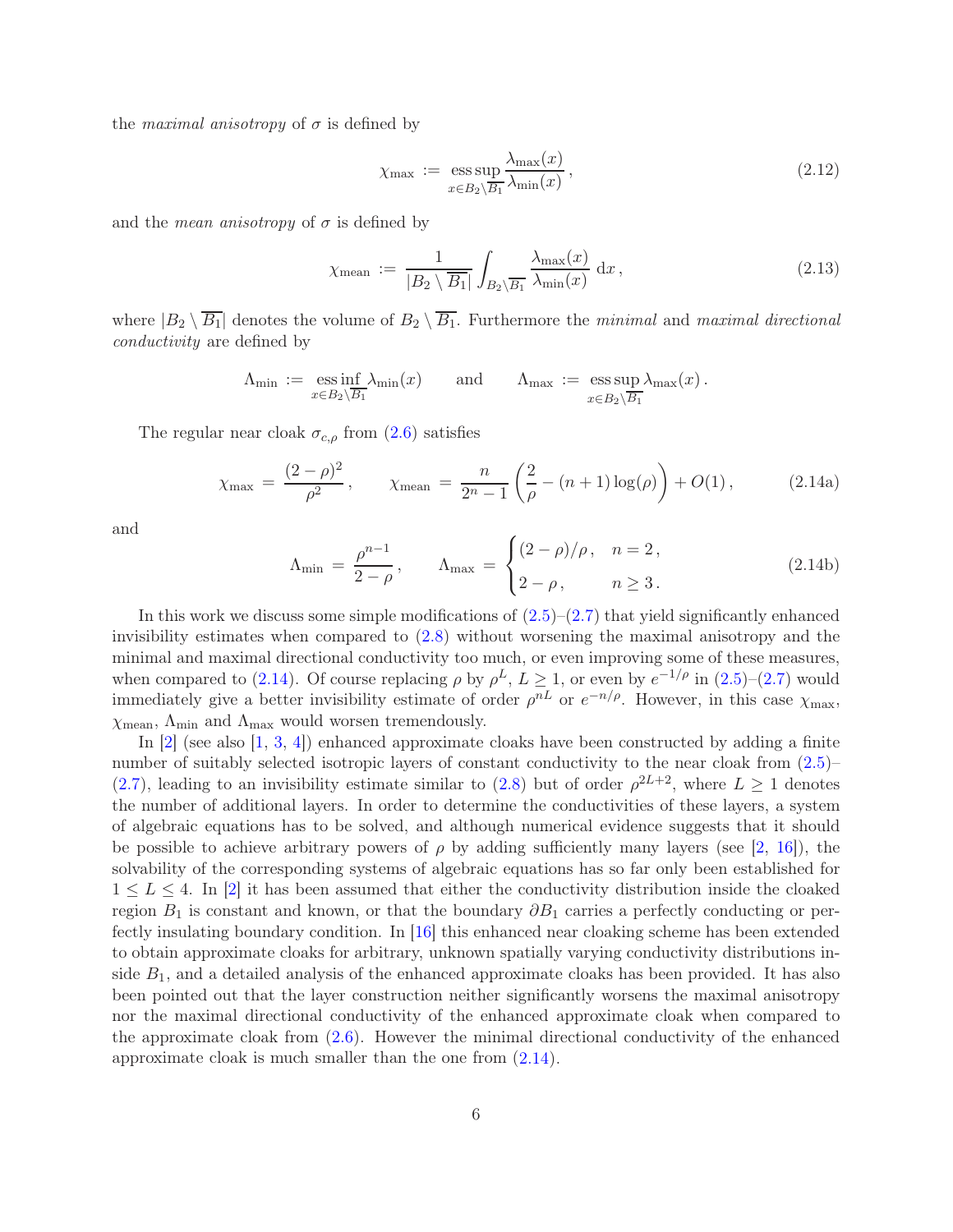the *maximal anisotropy* of $\sigma$ is defined by

$$\chi_{\max} := \operatorname*{ess\,sup}_{x\in B_2\setminus\overline{B_1}} \frac{\lambda_{\max}(x)}{\lambda_{\min}(x)}, \tag{2.12}$$

and the *mean anisotropy* of $\sigma$ is defined by

$$\chi_{\text{mean}} := \frac{1}{|B_2\setminus\overline{B_1}|}\int_{B_2\setminus\overline{B_1}} \frac{\lambda_{\max}(x)}{\lambda_{\min}(x)}\,\mathrm{d}x, \tag{2.13}$$

where $|B_2\setminus\overline{B_1}|$ denotes the volume of $B_2\setminus\overline{B_1}$. Furthermore the *minimal* and *maximal directional conductivity* are defined by

$$\Lambda_{\min} := \operatorname*{ess\,inf}_{x\in B_2\setminus\overline{B_1}} \lambda_{\min}(x) \qquad \text{and} \qquad \Lambda_{\max} := \operatorname*{ess\,sup}_{x\in B_2\setminus\overline{B_1}} \lambda_{\max}(x).$$

The regular near cloak $\sigma_{c,\rho}$ from (2.6) satisfies

$$\chi_{\max} = \frac{(2-\rho)^2}{\rho^2}, \qquad \chi_{\text{mean}} = \frac{n}{2^n-1}\left(\frac{2}{\rho} - (n+1)\log(\rho)\right) + O(1), \tag{2.14a}$$

and

$$\Lambda_{\min} = \frac{\rho^{n-1}}{2-\rho}, \qquad \Lambda_{\max} = \begin{cases} (2-\rho)/\rho, & n=2,\\ 2-\rho, & n\geq 3. \end{cases} \tag{2.14b}$$

In this work we discuss some simple modifications of (2.5)–(2.7) that yield significantly enhanced invisibility estimates when compared to (2.8) without worsening the maximal anisotropy and the minimal and maximal directional conductivity too much, or even improving some of these measures, when compared to (2.14). Of course replacing $\rho$ by $\rho^L$, $L\geq 1$, or even by $e^{-1/\rho}$ in (2.5)–(2.7) would immediately give a better invisibility estimate of order $\rho^{nL}$ or $e^{-n/\rho}$. However, in this case $\chi_{\max}$, $\chi_{\text{mean}}$, $\Lambda_{\min}$ and $\Lambda_{\max}$ would worsen tremendously.

In [2] (see also [1, 3, 4]) enhanced approximate cloaks have been constructed by adding a finite number of suitably selected isotropic layers of constant conductivity to the near cloak from (2.5)–(2.7), leading to an invisibility estimate similar to (2.8) but of order $\rho^{2L+2}$, where $L\geq 1$ denotes the number of additional layers. In order to determine the conductivities of these layers, a system of algebraic equations has to be solved, and although numerical evidence suggests that it should be possible to achieve arbitrary powers of $\rho$ by adding sufficiently many layers (see [2, 16]), the solvability of the corresponding systems of algebraic equations has so far only been established for $1\leq L\leq 4$. In [2] it has been assumed that either the conductivity distribution inside the cloaked region $B_1$ is constant and known, or that the boundary $\partial B_1$ carries a perfectly conducting or perfectly insulating boundary condition. In [16] this enhanced near cloaking scheme has been extended to obtain approximate cloaks for arbitrary, unknown spatially varying conductivity distributions inside $B_1$, and a detailed analysis of the enhanced approximate cloaks has been provided. It has also been pointed out that the layer construction neither significantly worsens the maximal anisotropy nor the maximal directional conductivity of the enhanced approximate cloak when compared to the approximate cloak from (2.6). However the minimal directional conductivity of the enhanced approximate cloak is much smaller than the one from (2.14).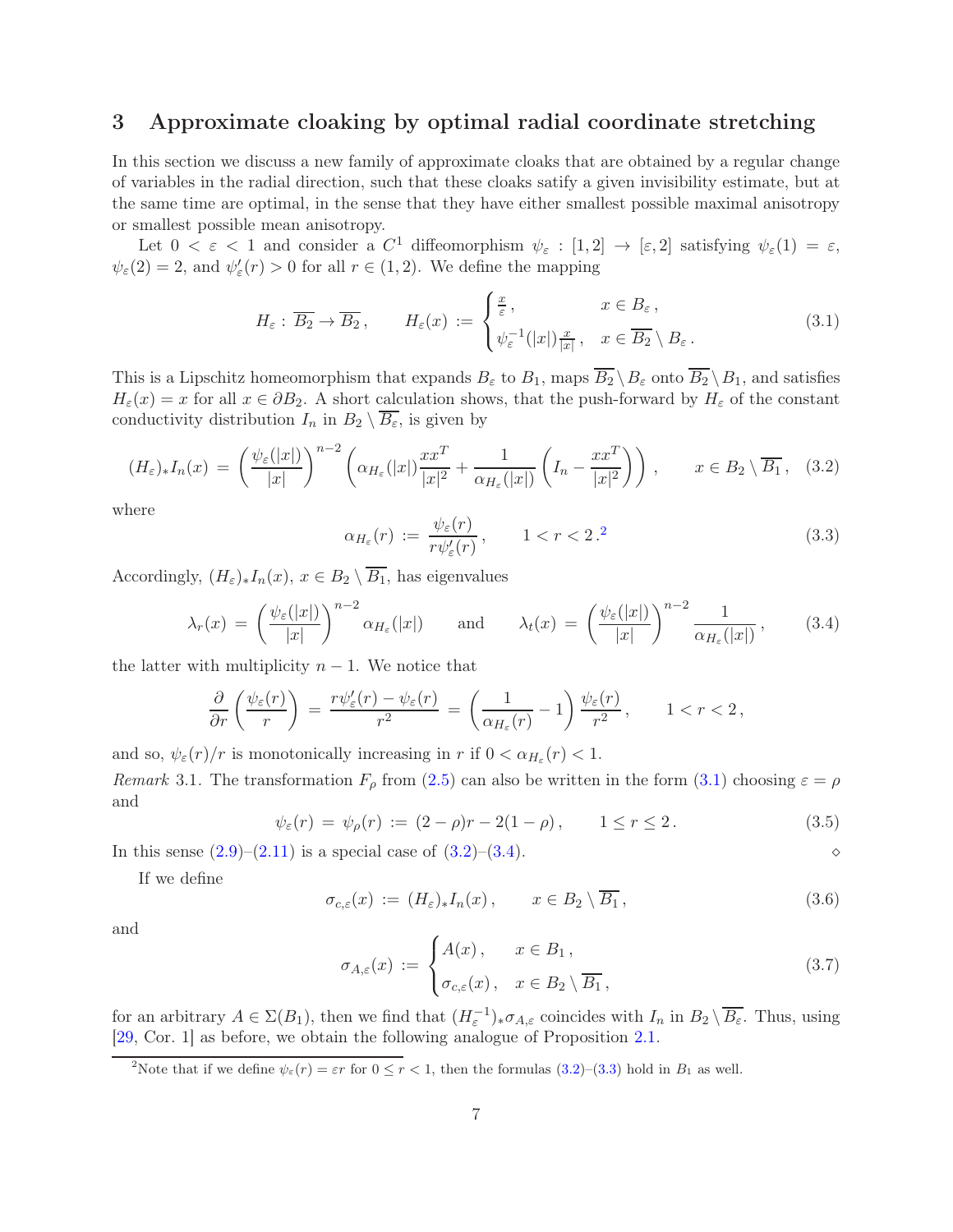## 3 Approximate cloaking by optimal radial coordinate stretching

In this section we discuss a new family of approximate cloaks that are obtained by a regular change of variables in the radial direction, such that these cloaks satisfy a given invisibility estimate, but at the same time are optimal, in the sense that they have either smallest possible maximal anisotropy or smallest possible mean anisotropy.

Let $0 < \varepsilon < 1$ and consider a $C^1$ diffeomorphism $\psi_\varepsilon : [1,2] \to [\varepsilon, 2]$ satisfying $\psi_\varepsilon(1) = \varepsilon$, $\psi_\varepsilon(2) = 2$, and $\psi_\varepsilon'(r) > 0$ for all $r \in (1,2)$. We define the mapping

$$
H_\varepsilon : \overline{B_2} \to \overline{B_2}, \qquad H_\varepsilon(x) := \begin{cases} \frac{x}{\varepsilon}, & x \in B_\varepsilon, \\ \psi_\varepsilon^{-1}(|x|)\frac{x}{|x|}, & x \in \overline{B_2} \setminus B_\varepsilon. \end{cases} \tag{3.1}
$$

This is a Lipschitz homeomorphism that expands $B_\varepsilon$ to $B_1$, maps $\overline{B_2} \setminus B_\varepsilon$ onto $\overline{B_2} \setminus B_1$, and satisfies $H_\varepsilon(x) = x$ for all $x \in \partial B_2$. A short calculation shows, that the push-forward by $H_\varepsilon$ of the constant conductivity distribution $I_n$ in $B_2 \setminus \overline{B_\varepsilon}$, is given by

$$
(H_\varepsilon)_* I_n(x) = \left(\frac{\psi_\varepsilon(|x|)}{|x|}\right)^{n-2} \left(\alpha_{H_\varepsilon}(|x|)\frac{xx^T}{|x|^2} + \frac{1}{\alpha_{H_\varepsilon}(|x|)}\left(I_n - \frac{xx^T}{|x|^2}\right)\right), \qquad x \in B_2 \setminus \overline{B_1}, \tag{3.2}
$$

where

$$
\alpha_{H_\varepsilon}(r) := \frac{\psi_\varepsilon(r)}{r\psi_\varepsilon'(r)}, \qquad 1 < r < 2.\text{[2]} \tag{3.3}
$$

Accordingly, $(H_\varepsilon)_* I_n(x)$, $x \in B_2 \setminus \overline{B_1}$, has eigenvalues

$$
\lambda_r(x) = \left(\frac{\psi_\varepsilon(|x|)}{|x|}\right)^{n-2} \alpha_{H_\varepsilon}(|x|) \qquad \text{and} \qquad \lambda_t(x) = \left(\frac{\psi_\varepsilon(|x|)}{|x|}\right)^{n-2} \frac{1}{\alpha_{H_\varepsilon}(|x|)}, \tag{3.4}
$$

the latter with multiplicity $n-1$. We notice that

$$
\frac{\partial}{\partial r}\left(\frac{\psi_\varepsilon(r)}{r}\right) = \frac{r\psi_\varepsilon'(r) - \psi_\varepsilon(r)}{r^2} = \left(\frac{1}{\alpha_{H_\varepsilon}(r)} - 1\right)\frac{\psi_\varepsilon(r)}{r^2}, \qquad 1 < r < 2,
$$

and so, $\psi_\varepsilon(r)/r$ is monotonically increasing in $r$ if $0 < \alpha_{H_\varepsilon}(r) < 1$.

*Remark* 3.1. The transformation $F_\rho$ from (2.5) can also be written in the form (3.1) choosing $\varepsilon = \rho$ and

$$
\psi_\varepsilon(r) = \psi_\rho(r) := (2-\rho)r - 2(1-\rho), \qquad 1 \le r \le 2. \tag{3.5}
$$

In this sense (2.9)–(2.11) is a special case of (3.2)–(3.4). $\diamond$

If we define

$$
\sigma_{c,\varepsilon}(x) := (H_\varepsilon)_* I_n(x), \qquad x \in B_2 \setminus \overline{B_1}, \tag{3.6}
$$

and

$$
\sigma_{A,\varepsilon}(x) := \begin{cases} A(x), & x \in B_1, \\ \sigma_{c,\varepsilon}(x), & x \in B_2 \setminus \overline{B_1}, \end{cases} \tag{3.7}
$$

for an arbitrary $A \in \Sigma(B_1)$, then we find that $(H_\varepsilon^{-1})_* \sigma_{A,\varepsilon}$ coincides with $I_n$ in $B_2 \setminus \overline{B_\varepsilon}$. Thus, using [29, Cor. 1] as before, we obtain the following analogue of Proposition 2.1.

---

[2] Note that if we define $\psi_\varepsilon(r) = \varepsilon r$ for $0 \le r < 1$, then the formulas (3.2)–(3.3) hold in $B_1$ as well.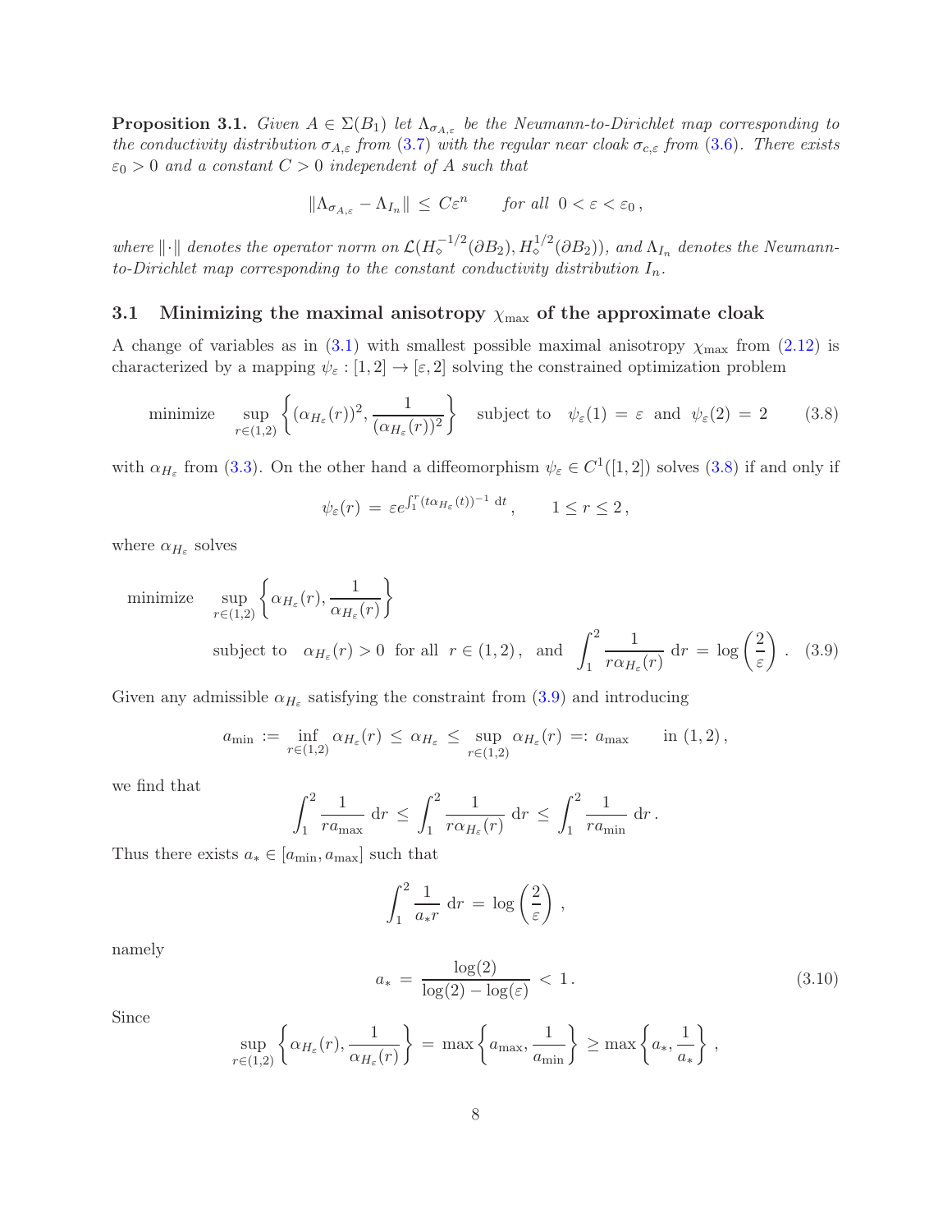**Proposition 3.1.** *Given $A \in \Sigma(B_1)$ let $\Lambda_{\sigma_{A,\varepsilon}}$ be the Neumann-to-Dirichlet map corresponding to the conductivity distribution $\sigma_{A,\varepsilon}$ from (3.7) with the regular near cloak $\sigma_{c,\varepsilon}$ from (3.6). There exists $\varepsilon_0 > 0$ and a constant $C > 0$ independent of $A$ such that*

$$\|\Lambda_{\sigma_{A,\varepsilon}} - \Lambda_{I_n}\| \leq C\varepsilon^n \qquad \textit{for all } \; 0 < \varepsilon < \varepsilon_0 \,,$$

*where $\|\cdot\|$ denotes the operator norm on $\mathcal{L}(H_\diamond^{-1/2}(\partial B_2), H_\diamond^{1/2}(\partial B_2))$, and $\Lambda_{I_n}$ denotes the Neumann-to-Dirichlet map corresponding to the constant conductivity distribution $I_n$.*

### 3.1 Minimizing the maximal anisotropy $\chi_{\max}$ of the approximate cloak

A change of variables as in (3.1) with smallest possible maximal anisotropy $\chi_{\max}$ from (2.12) is characterized by a mapping $\psi_\varepsilon : [1,2] \to [\varepsilon, 2]$ solving the constrained optimization problem

$$\text{minimize} \quad \sup_{r\in(1,2)} \left\{ (\alpha_{H_\varepsilon}(r))^2, \frac{1}{(\alpha_{H_\varepsilon}(r))^2} \right\} \quad \text{subject to} \quad \psi_\varepsilon(1) = \varepsilon \;\; \text{and} \;\; \psi_\varepsilon(2) = 2 \tag{3.8}$$

with $\alpha_{H_\varepsilon}$ from (3.3). On the other hand a diffeomorphism $\psi_\varepsilon \in C^1([1,2])$ solves (3.8) if and only if

$$\psi_\varepsilon(r) = \varepsilon e^{\int_1^r (t\alpha_{H_\varepsilon}(t))^{-1} \, \mathrm{d}t} , \qquad 1 \leq r \leq 2 \,,$$

where $\alpha_{H_\varepsilon}$ solves

$$\begin{aligned} &\text{minimize} \quad \sup_{r\in(1,2)} \left\{ \alpha_{H_\varepsilon}(r), \frac{1}{\alpha_{H_\varepsilon}(r)} \right\} \\ &\qquad \text{subject to} \quad \alpha_{H_\varepsilon}(r) > 0 \;\; \text{for all} \;\; r \in (1,2) \,, \;\; \text{and} \;\; \int_1^2 \frac{1}{r\alpha_{H_\varepsilon}(r)} \, \mathrm{d}r = \log\left(\frac{2}{\varepsilon}\right) . \end{aligned} \tag{3.9}$$

Given any admissible $\alpha_{H_\varepsilon}$ satisfying the constraint from (3.9) and introducing

$$a_{\min} := \inf_{r\in(1,2)} \alpha_{H_\varepsilon}(r) \leq \alpha_{H_\varepsilon} \leq \sup_{r\in(1,2)} \alpha_{H_\varepsilon}(r) =: a_{\max} \qquad \text{in } (1,2) \,,$$

we find that

$$\int_1^2 \frac{1}{r a_{\max}} \, \mathrm{d}r \leq \int_1^2 \frac{1}{r\alpha_{H_\varepsilon}(r)} \, \mathrm{d}r \leq \int_1^2 \frac{1}{r a_{\min}} \, \mathrm{d}r \,.$$

Thus there exists $a_* \in [a_{\min}, a_{\max}]$ such that

$$\int_1^2 \frac{1}{a_* r} \, \mathrm{d}r = \log\left(\frac{2}{\varepsilon}\right) ,$$

namely

$$a_* = \frac{\log(2)}{\log(2) - \log(\varepsilon)} < 1 \,. \tag{3.10}$$

Since

$$\sup_{r\in(1,2)} \left\{ \alpha_{H_\varepsilon}(r), \frac{1}{\alpha_{H_\varepsilon}(r)} \right\} = \max\left\{ a_{\max}, \frac{1}{a_{\min}} \right\} \geq \max\left\{ a_*, \frac{1}{a_*} \right\} ,$$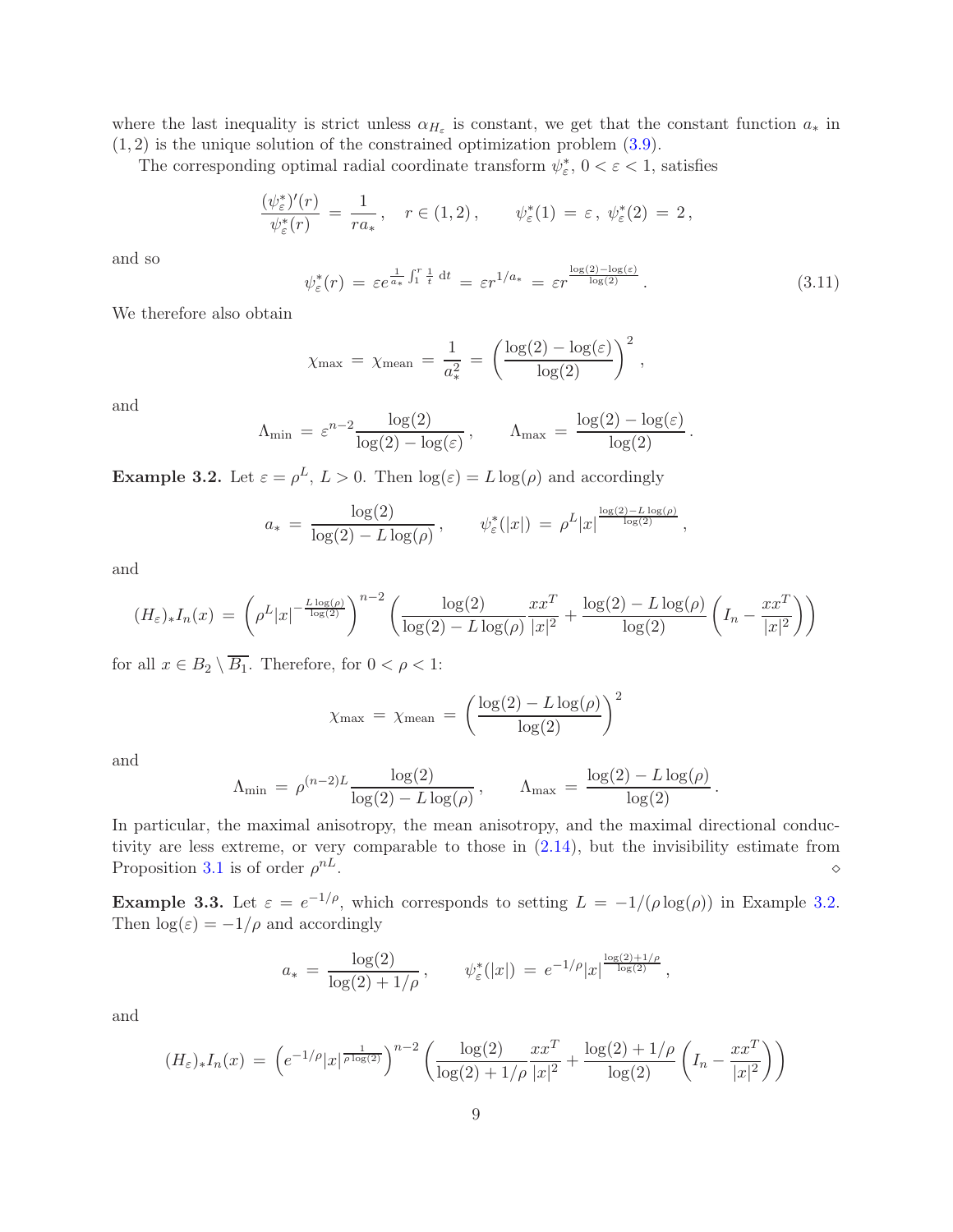where the last inequality is strict unless $\alpha_{H_\varepsilon}$ is constant, we get that the constant function $a_*$ in $(1,2)$ is the unique solution of the constrained optimization problem (3.9).

The corresponding optimal radial coordinate transform $\psi_\varepsilon^*$, $0<\varepsilon<1$, satisfies

$$\frac{(\psi_\varepsilon^*)'(r)}{\psi_\varepsilon^*(r)} \,=\, \frac{1}{ra_*}\,, \quad r\in(1,2)\,, \qquad \psi_\varepsilon^*(1)\,=\,\varepsilon\,,\; \psi_\varepsilon^*(2)\,=\,2\,,$$

and so

$$\psi_\varepsilon^*(r) \,=\, \varepsilon e^{\frac{1}{a_*}\int_1^r \frac{1}{t}\,\mathrm{d}t} \,=\, \varepsilon r^{1/a_*} \,=\, \varepsilon r^{\frac{\log(2)-\log(\varepsilon)}{\log(2)}}\,. \tag{3.11}$$

We therefore also obtain

$$\chi_{\max} \,=\, \chi_{\mathrm{mean}} \,=\, \frac{1}{a_*^2} \,=\, \left(\frac{\log(2)-\log(\varepsilon)}{\log(2)}\right)^2,$$

and

$$\Lambda_{\min} \,=\, \varepsilon^{n-2}\frac{\log(2)}{\log(2)-\log(\varepsilon)}\,, \qquad \Lambda_{\max} \,=\, \frac{\log(2)-\log(\varepsilon)}{\log(2)}\,.$$

**Example 3.2.** Let $\varepsilon=\rho^L$, $L>0$. Then $\log(\varepsilon)=L\log(\rho)$ and accordingly

$$a_* \,=\, \frac{\log(2)}{\log(2)-L\log(\rho)}\,, \qquad \psi_\varepsilon^*(|x|) \,=\, \rho^L|x|^{\frac{\log(2)-L\log(\rho)}{\log(2)}}\,,$$

and

$$(H_\varepsilon)_*I_n(x) \,=\, \left(\rho^L|x|^{-\frac{L\log(\rho)}{\log(2)}}\right)^{n-2}\left(\frac{\log(2)}{\log(2)-L\log(\rho)}\frac{xx^T}{|x|^2} + \frac{\log(2)-L\log(\rho)}{\log(2)}\left(I_n-\frac{xx^T}{|x|^2}\right)\right)$$

for all $x\in B_2\setminus\overline{B_1}$. Therefore, for $0<\rho<1$:

$$\chi_{\max} \,=\, \chi_{\mathrm{mean}} \,=\, \left(\frac{\log(2)-L\log(\rho)}{\log(2)}\right)^2$$

and

$$\Lambda_{\min} \,=\, \rho^{(n-2)L}\frac{\log(2)}{\log(2)-L\log(\rho)}\,, \qquad \Lambda_{\max} \,=\, \frac{\log(2)-L\log(\rho)}{\log(2)}\,.$$

In particular, the maximal anisotropy, the mean anisotropy, and the maximal directional conductivity are less extreme, or very comparable to those in (2.14), but the invisibility estimate from Proposition 3.1 is of order $\rho^{nL}$. $\diamond$

**Example 3.3.** Let $\varepsilon=e^{-1/\rho}$, which corresponds to setting $L=-1/(\rho\log(\rho))$ in Example 3.2. Then $\log(\varepsilon)=-1/\rho$ and accordingly

$$a_* \,=\, \frac{\log(2)}{\log(2)+1/\rho}\,, \qquad \psi_\varepsilon^*(|x|) \,=\, e^{-1/\rho}|x|^{\frac{\log(2)+1/\rho}{\log(2)}}\,,$$

and

$$(H_\varepsilon)_*I_n(x) \,=\, \left(e^{-1/\rho}|x|^{\frac{1}{\rho\log(2)}}\right)^{n-2}\left(\frac{\log(2)}{\log(2)+1/\rho}\frac{xx^T}{|x|^2} + \frac{\log(2)+1/\rho}{\log(2)}\left(I_n-\frac{xx^T}{|x|^2}\right)\right)$$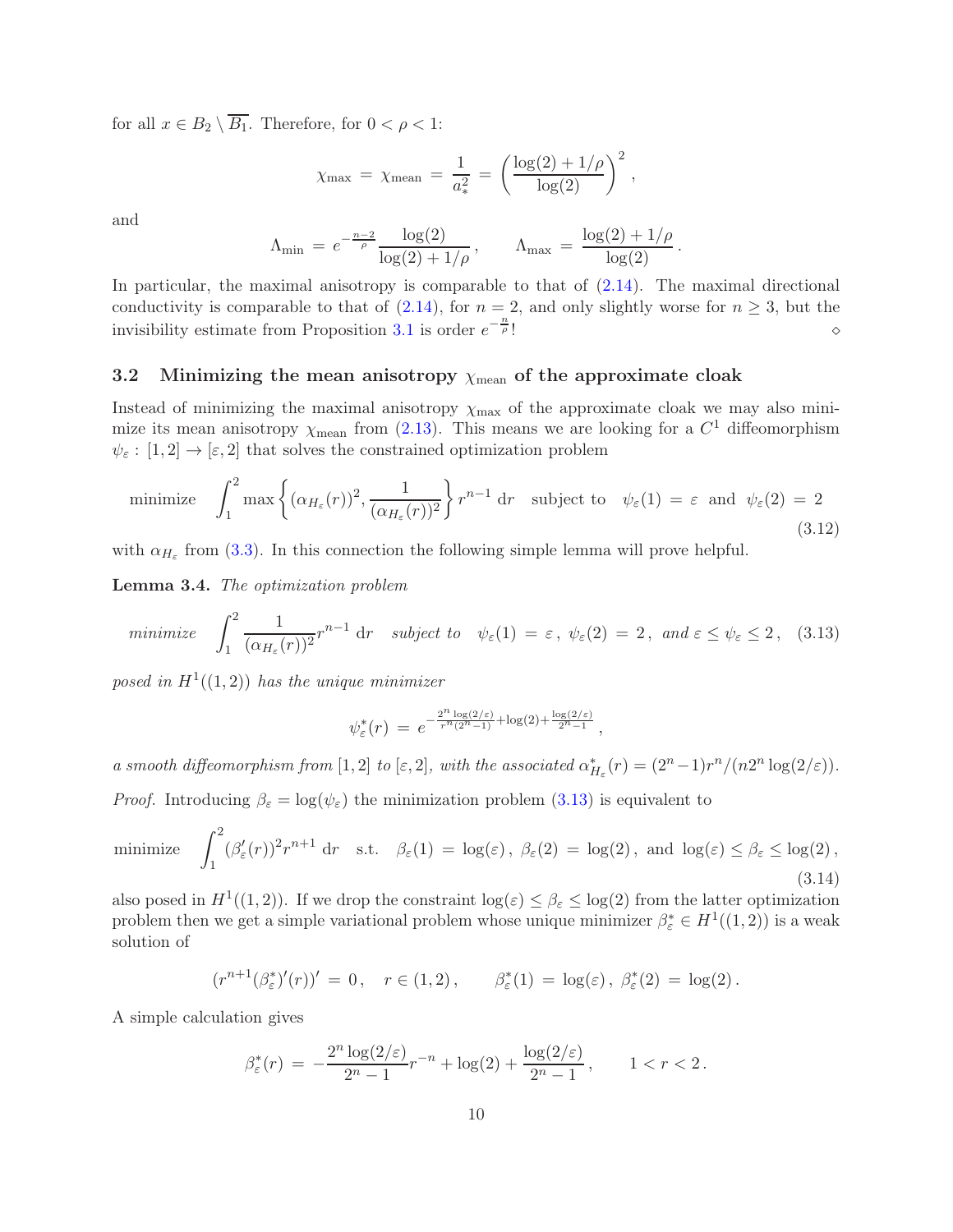for all $x \in B_2 \setminus \overline{B_1}$. Therefore, for $0 < \rho < 1$:

$$\chi_{\max} \,=\, \chi_{\text{mean}} \,=\, \frac{1}{a_*^2} \,=\, \left(\frac{\log(2) + 1/\rho}{\log(2)}\right)^2,$$

and

$$\Lambda_{\min} \,=\, e^{-\frac{n-2}{\rho}} \frac{\log(2)}{\log(2) + 1/\rho}\,, \qquad \Lambda_{\max} \,=\, \frac{\log(2) + 1/\rho}{\log(2)}\,.$$

In particular, the maximal anisotropy is comparable to that of (2.14). The maximal directional conductivity is comparable to that of (2.14), for $n = 2$, and only slightly worse for $n \geq 3$, but the invisibility estimate from Proposition 3.1 is order $e^{-\frac{n}{\rho}}$! ⋄

### 3.2 Minimizing the mean anisotropy $\chi_{\text{mean}}$ of the approximate cloak

Instead of minimizing the maximal anisotropy $\chi_{\max}$ of the approximate cloak we may also minimize its mean anisotropy $\chi_{\text{mean}}$ from (2.13). This means we are looking for a $C^1$ diffeomorphism $\psi_\varepsilon : [1, 2] \to [\varepsilon, 2]$ that solves the constrained optimization problem

$$\text{minimize} \quad \int_1^2 \max\left\{(\alpha_{H_\varepsilon}(r))^2, \frac{1}{(\alpha_{H_\varepsilon}(r))^2}\right\} r^{n-1}\, \mathrm{d}r \quad \text{subject to} \quad \psi_\varepsilon(1) \,=\, \varepsilon \ \text{ and } \ \psi_\varepsilon(2) \,=\, 2 \tag{3.12}$$

with $\alpha_{H_\varepsilon}$ from (3.3). In this connection the following simple lemma will prove helpful.

**Lemma 3.4.** *The optimization problem*

$$\textit{minimize} \quad \int_1^2 \frac{1}{(\alpha_{H_\varepsilon}(r))^2} r^{n-1}\, \mathrm{d}r \quad \textit{subject to} \quad \psi_\varepsilon(1) \,=\, \varepsilon\,, \ \psi_\varepsilon(2) \,=\, 2\,, \ \textit{and}\ \varepsilon \leq \psi_\varepsilon \leq 2\,, \tag{3.13}$$

*posed in $H^1((1, 2))$ has the unique minimizer*

$$\psi_\varepsilon^*(r) \,=\, e^{-\frac{2^n \log(2/\varepsilon)}{r^n(2^n-1)} + \log(2) + \frac{\log(2/\varepsilon)}{2^n-1}}\,,$$

*a smooth diffeomorphism from $[1, 2]$ to $[\varepsilon, 2]$, with the associated $\alpha^*_{H_\varepsilon}(r) = (2^n - 1)r^n/(n2^n \log(2/\varepsilon))$.*

*Proof.* Introducing $\beta_\varepsilon = \log(\psi_\varepsilon)$ the minimization problem (3.13) is equivalent to

$$\text{minimize} \quad \int_1^2 (\beta_\varepsilon'(r))^2 r^{n+1}\, \mathrm{d}r \quad \text{s.t.} \quad \beta_\varepsilon(1) \,=\, \log(\varepsilon)\,, \ \beta_\varepsilon(2) \,=\, \log(2)\,, \ \text{and} \ \log(\varepsilon) \leq \beta_\varepsilon \leq \log(2)\,, \tag{3.14}$$

also posed in $H^1((1, 2))$. If we drop the constraint $\log(\varepsilon) \leq \beta_\varepsilon \leq \log(2)$ from the latter optimization problem then we get a simple variational problem whose unique minimizer $\beta_\varepsilon^* \in H^1((1, 2))$ is a weak solution of

$$(r^{n+1}(\beta_\varepsilon^*)'(r))' \,=\, 0\,, \quad r \in (1, 2)\,, \qquad \beta_\varepsilon^*(1) \,=\, \log(\varepsilon)\,, \ \beta_\varepsilon^*(2) \,=\, \log(2)\,.$$

A simple calculation gives

$$\beta_\varepsilon^*(r) \,=\, -\frac{2^n \log(2/\varepsilon)}{2^n - 1} r^{-n} + \log(2) + \frac{\log(2/\varepsilon)}{2^n - 1}\,, \qquad 1 < r < 2\,.$$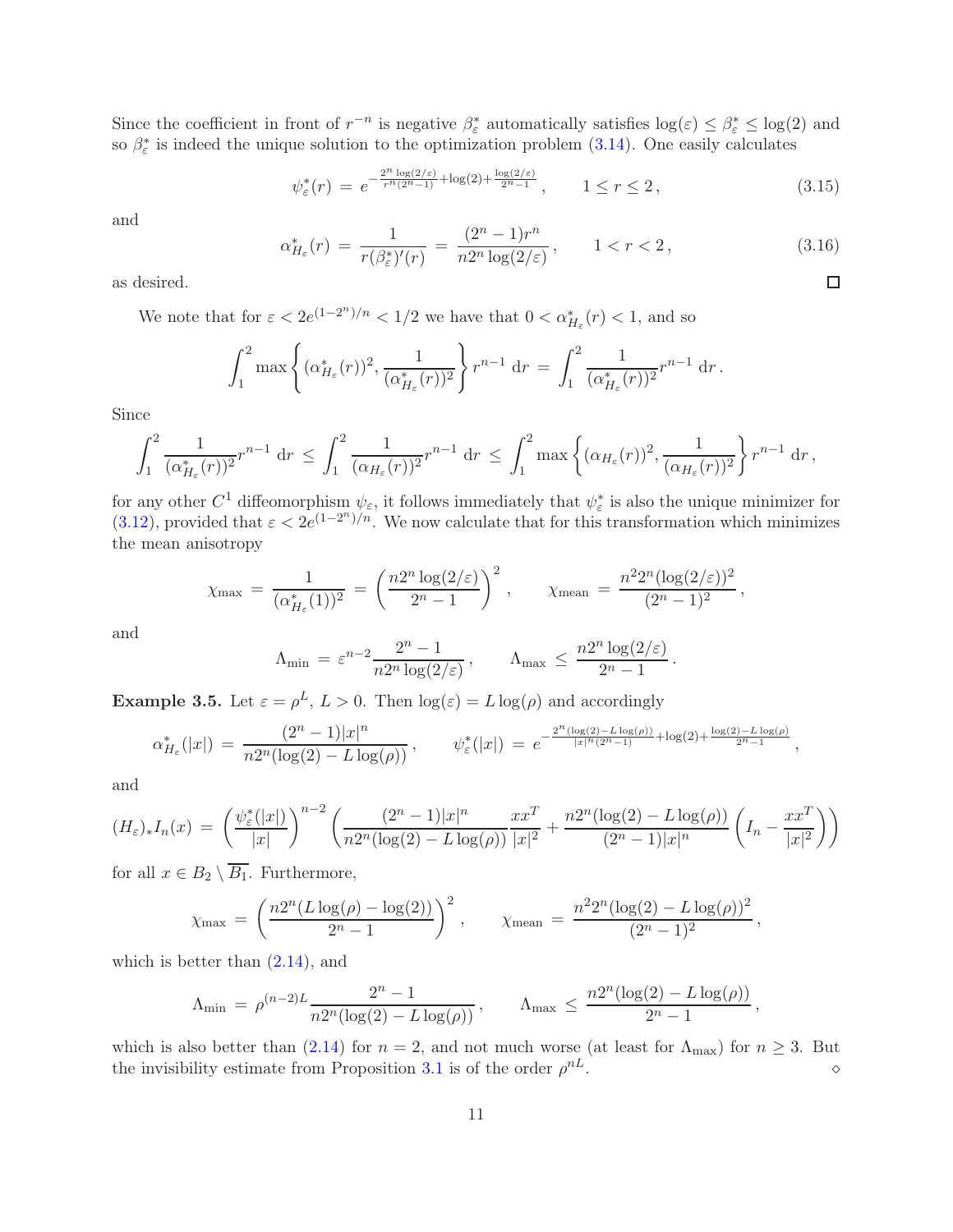Since the coefficient in front of $r^{-n}$ is negative $\beta_\varepsilon^*$ automatically satisfies $\log(\varepsilon) \le \beta_\varepsilon^* \le \log(2)$ and so $\beta_\varepsilon^*$ is indeed the unique solution to the optimization problem (3.14). One easily calculates

$$\psi_\varepsilon^*(r) \,=\, e^{-\frac{2^n \log(2/\varepsilon)}{r^n(2^n-1)}+\log(2)+\frac{\log(2/\varepsilon)}{2^n-1}}\,, \qquad 1 \le r \le 2\,, \tag{3.15}$$

and

$$\alpha_{H_\varepsilon}^*(r) \,=\, \frac{1}{r(\beta_\varepsilon^*)'(r)} \,=\, \frac{(2^n-1)r^n}{n2^n\log(2/\varepsilon)}\,, \qquad 1 < r < 2\,, \tag{3.16}$$

as desired. $\square$

We note that for $\varepsilon < 2e^{(1-2^n)/n} < 1/2$ we have that $0 < \alpha_{H_\varepsilon}^*(r) < 1$, and so

$$\int_1^2 \max\left\{(\alpha_{H_\varepsilon}^*(r))^2, \frac{1}{(\alpha_{H_\varepsilon}^*(r))^2}\right\} r^{n-1}\,\mathrm{d}r \,=\, \int_1^2 \frac{1}{(\alpha_{H_\varepsilon}^*(r))^2} r^{n-1}\,\mathrm{d}r\,.$$

Since

$$\int_1^2 \frac{1}{(\alpha_{H_\varepsilon}^*(r))^2} r^{n-1}\,\mathrm{d}r \,\le\, \int_1^2 \frac{1}{(\alpha_{H_\varepsilon}(r))^2} r^{n-1}\,\mathrm{d}r \,\le\, \int_1^2 \max\left\{(\alpha_{H_\varepsilon}(r))^2, \frac{1}{(\alpha_{H_\varepsilon}(r))^2}\right\} r^{n-1}\,\mathrm{d}r\,,$$

for any other $C^1$ diffeomorphism $\psi_\varepsilon$, it follows immediately that $\psi_\varepsilon^*$ is also the unique minimizer for (3.12), provided that $\varepsilon < 2e^{(1-2^n)/n}$. We now calculate that for this transformation which minimizes the mean anisotropy

$$\chi_{\max} \,=\, \frac{1}{(\alpha_{H_\varepsilon}^*(1))^2} \,=\, \left(\frac{n2^n\log(2/\varepsilon)}{2^n-1}\right)^2\,, \qquad \chi_{\text{mean}} \,=\, \frac{n^2 2^n (\log(2/\varepsilon))^2}{(2^n-1)^2}\,,$$

and

$$\Lambda_{\min} \,=\, \varepsilon^{n-2}\frac{2^n-1}{n2^n\log(2/\varepsilon)}\,, \qquad \Lambda_{\max} \,\le\, \frac{n2^n\log(2/\varepsilon)}{2^n-1}\,.$$

**Example 3.5.** Let $\varepsilon = \rho^L$, $L > 0$. Then $\log(\varepsilon) = L\log(\rho)$ and accordingly

$$\alpha_{H_\varepsilon}^*(|x|) \,=\, \frac{(2^n-1)|x|^n}{n2^n(\log(2)-L\log(\rho))}\,, \qquad \psi_\varepsilon^*(|x|) \,=\, e^{-\frac{2^n(\log(2)-L\log(\rho))}{|x|^n(2^n-1)}+\log(2)+\frac{\log(2)-L\log(\rho)}{2^n-1}}\,,$$

and

$$(H_\varepsilon)_* I_n(x) \,=\, \left(\frac{\psi_\varepsilon^*(|x|)}{|x|}\right)^{n-2}\left(\frac{(2^n-1)|x|^n}{n2^n(\log(2)-L\log(\rho))}\frac{xx^T}{|x|^2} + \frac{n2^n(\log(2)-L\log(\rho))}{(2^n-1)|x|^n}\left(I_n - \frac{xx^T}{|x|^2}\right)\right)$$

for all $x \in B_2 \setminus \overline{B_1}$. Furthermore,

$$\chi_{\max} \,=\, \left(\frac{n2^n(L\log(\rho)-\log(2))}{2^n-1}\right)^2\,, \qquad \chi_{\text{mean}} \,=\, \frac{n^2 2^n(\log(2)-L\log(\rho))^2}{(2^n-1)^2}\,,$$

which is better than (2.14), and

$$\Lambda_{\min} \,=\, \rho^{(n-2)L}\frac{2^n-1}{n2^n(\log(2)-L\log(\rho))}\,, \qquad \Lambda_{\max} \,\le\, \frac{n2^n(\log(2)-L\log(\rho))}{2^n-1}\,,$$

which is also better than (2.14) for $n = 2$, and not much worse (at least for $\Lambda_{\max}$) for $n \ge 3$. But the invisibility estimate from Proposition 3.1 is of the order $\rho^{nL}$. $\diamond$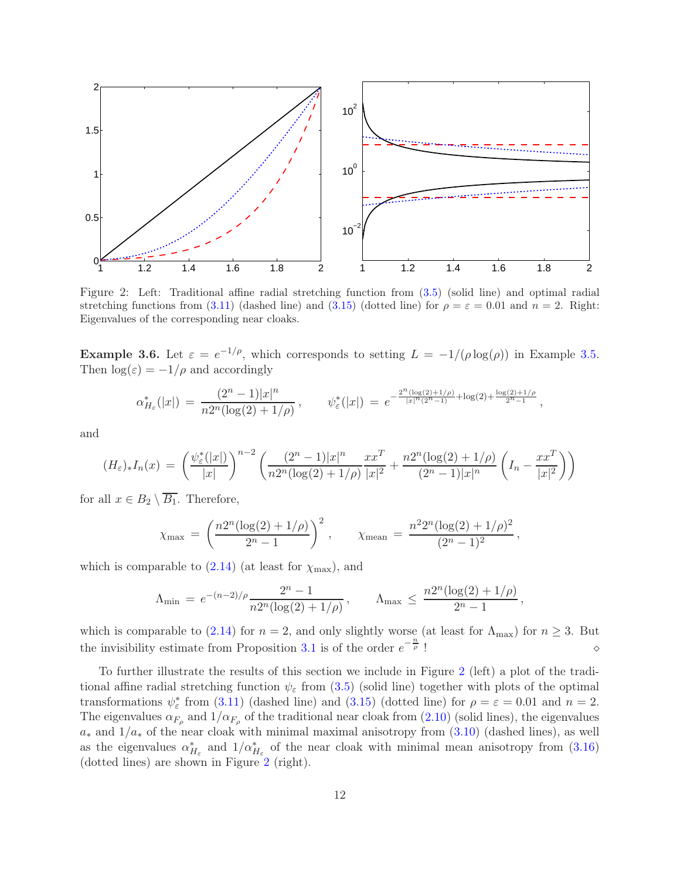Figure 2: Left: Traditional affine radial stretching function from (3.5) (solid line) and optimal radial stretching functions from (3.11) (dashed line) and (3.15) (dotted line) for $\rho = \varepsilon = 0.01$ and $n = 2$. Right: Eigenvalues of the corresponding near cloaks.

**Example 3.6.** Let $\varepsilon = e^{-1/\rho}$, which corresponds to setting $L = -1/(\rho \log(\rho))$ in Example 3.5. Then $\log(\varepsilon) = -1/\rho$ and accordingly

$$\alpha^*_{H_\varepsilon}(|x|) \,=\, \frac{(2^n-1)|x|^n}{n2^n(\log(2)+1/\rho)}\,, \qquad \psi^*_\varepsilon(|x|) \,=\, e^{-\frac{2^n(\log(2)+1/\rho)}{|x|^n(2^n-1)}+\log(2)+\frac{\log(2)+1/\rho}{2^n-1}}\,,$$

and

$$(H_\varepsilon)_* I_n(x) \,=\, \left(\frac{\psi^*_\varepsilon(|x|)}{|x|}\right)^{n-2}\left(\frac{(2^n-1)|x|^n}{n2^n(\log(2)+1/\rho)}\frac{xx^T}{|x|^2} + \frac{n2^n(\log(2)+1/\rho)}{(2^n-1)|x|^n}\left(I_n - \frac{xx^T}{|x|^2}\right)\right)$$

for all $x \in B_2 \setminus \overline{B_1}$. Therefore,

$$\chi_{\max} \,=\, \left(\frac{n2^n(\log(2)+1/\rho)}{2^n-1}\right)^2, \qquad \chi_{\text{mean}} \,=\, \frac{n^2 2^n(\log(2)+1/\rho)^2}{(2^n-1)^2}\,,$$

which is comparable to (2.14) (at least for $\chi_{\max}$), and

$$\Lambda_{\min} \,=\, e^{-(n-2)/\rho}\frac{2^n-1}{n2^n(\log(2)+1/\rho)}\,, \qquad \Lambda_{\max} \,\leq\, \frac{n2^n(\log(2)+1/\rho)}{2^n-1}\,,$$

which is comparable to (2.14) for $n = 2$, and only slightly worse (at least for $\Lambda_{\max}$) for $n \geq 3$. But the invisibility estimate from Proposition 3.1 is of the order $e^{-\frac{n}{\rho}}$ ! $\diamond$

To further illustrate the results of this section we include in Figure 2 (left) a plot of the traditional affine radial stretching function $\psi_\varepsilon$ from (3.5) (solid line) together with plots of the optimal transformations $\psi^*_\varepsilon$ from (3.11) (dashed line) and (3.15) (dotted line) for $\rho = \varepsilon = 0.01$ and $n = 2$. The eigenvalues $\alpha_{F_\rho}$ and $1/\alpha_{F_\rho}$ of the traditional near cloak from (2.10) (solid lines), the eigenvalues $a_*$ and $1/a_*$ of the near cloak with minimal maximal anisotropy from (3.10) (dashed lines), as well as the eigenvalues $\alpha^*_{H_\varepsilon}$ and $1/\alpha^*_{H_\varepsilon}$ of the near cloak with minimal mean anisotropy from (3.16) (dotted lines) are shown in Figure 2 (right).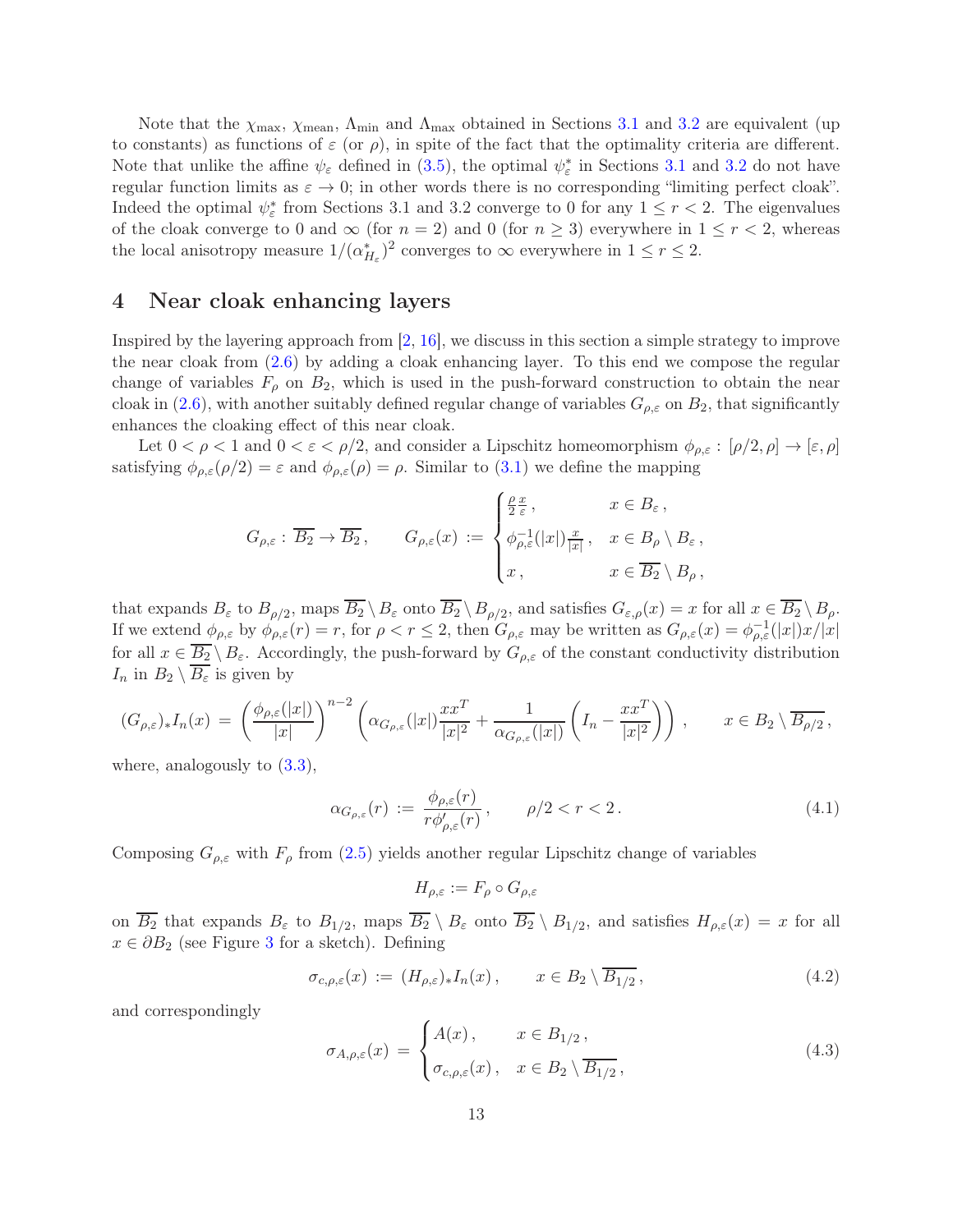Note that the $\chi_{\max}$, $\chi_{\text{mean}}$, $\Lambda_{\min}$ and $\Lambda_{\max}$ obtained in Sections 3.1 and 3.2 are equivalent (up to constants) as functions of $\varepsilon$ (or $\rho$), in spite of the fact that the optimality criteria are different. Note that unlike the affine $\psi_\varepsilon$ defined in (3.5), the optimal $\psi^*_\varepsilon$ in Sections 3.1 and 3.2 do not have regular function limits as $\varepsilon \to 0$; in other words there is no corresponding "limiting perfect cloak". Indeed the optimal $\psi^*_\varepsilon$ from Sections 3.1 and 3.2 converge to 0 for any $1 \leq r < 2$. The eigenvalues of the cloak converge to 0 and $\infty$ (for $n = 2$) and 0 (for $n \geq 3$) everywhere in $1 \leq r < 2$, whereas the local anisotropy measure $1/(\alpha^*_{H_\varepsilon})^2$ converges to $\infty$ everywhere in $1 \leq r \leq 2$.

# 4 Near cloak enhancing layers

Inspired by the layering approach from [2, 16], we discuss in this section a simple strategy to improve the near cloak from (2.6) by adding a cloak enhancing layer. To this end we compose the regular change of variables $F_\rho$ on $B_2$, which is used in the push-forward construction to obtain the near cloak in (2.6), with another suitably defined regular change of variables $G_{\rho,\varepsilon}$ on $B_2$, that significantly enhances the cloaking effect of this near cloak.

Let $0 < \rho < 1$ and $0 < \varepsilon < \rho/2$, and consider a Lipschitz homeomorphism $\phi_{\rho,\varepsilon} : [\rho/2, \rho] \to [\varepsilon, \rho]$ satisfying $\phi_{\rho,\varepsilon}(\rho/2) = \varepsilon$ and $\phi_{\rho,\varepsilon}(\rho) = \rho$. Similar to (3.1) we define the mapping

$$
G_{\rho,\varepsilon} : \overline{B_2} \to \overline{B_2}\,, \qquad G_{\rho,\varepsilon}(x) := \begin{cases} \frac{\rho}{2}\frac{x}{\varepsilon}\,, & x \in B_\varepsilon\,, \\ \phi^{-1}_{\rho,\varepsilon}(|x|)\frac{x}{|x|}\,, & x \in B_\rho \setminus B_\varepsilon\,, \\ x\,, & x \in \overline{B_2} \setminus B_\rho\,, \end{cases}
$$

that expands $B_\varepsilon$ to $B_{\rho/2}$, maps $\overline{B_2} \setminus B_\varepsilon$ onto $\overline{B_2} \setminus B_{\rho/2}$, and satisfies $G_{\varepsilon,\rho}(x) = x$ for all $x \in \overline{B_2} \setminus B_\rho$. If we extend $\phi_{\rho,\varepsilon}$ by $\phi_{\rho,\varepsilon}(r) = r$, for $\rho < r \leq 2$, then $G_{\rho,\varepsilon}$ may be written as $G_{\rho,\varepsilon}(x) = \phi^{-1}_{\rho,\varepsilon}(|x|)x/|x|$ for all $x \in \overline{B_2} \setminus B_\varepsilon$. Accordingly, the push-forward by $G_{\rho,\varepsilon}$ of the constant conductivity distribution $I_n$ in $B_2 \setminus \overline{B_\varepsilon}$ is given by

$$
(G_{\rho,\varepsilon})_* I_n(x) = \left(\frac{\phi_{\rho,\varepsilon}(|x|)}{|x|}\right)^{n-2} \left(\alpha_{G_{\rho,\varepsilon}}(|x|)\frac{xx^T}{|x|^2} + \frac{1}{\alpha_{G_{\rho,\varepsilon}}(|x|)}\left(I_n - \frac{xx^T}{|x|^2}\right)\right)\,, \qquad x \in B_2 \setminus \overline{B_{\rho/2}}\,,
$$

where, analogously to (3.3),

$$
\alpha_{G_{\rho,\varepsilon}}(r) := \frac{\phi_{\rho,\varepsilon}(r)}{r\phi'_{\rho,\varepsilon}(r)}\,, \qquad \rho/2 < r < 2\,. \tag{4.1}
$$

Composing $G_{\rho,\varepsilon}$ with $F_\rho$ from (2.5) yields another regular Lipschitz change of variables

$$
H_{\rho,\varepsilon} := F_\rho \circ G_{\rho,\varepsilon}
$$

on $\overline{B_2}$ that expands $B_\varepsilon$ to $B_{1/2}$, maps $\overline{B_2} \setminus B_\varepsilon$ onto $\overline{B_2} \setminus B_{1/2}$, and satisfies $H_{\rho,\varepsilon}(x) = x$ for all $x \in \partial B_2$ (see Figure 3 for a sketch). Defining

$$
\sigma_{c,\rho,\varepsilon}(x) := (H_{\rho,\varepsilon})_* I_n(x)\,, \qquad x \in B_2 \setminus \overline{B_{1/2}}\,, \tag{4.2}
$$

and correspondingly

$$
\sigma_{A,\rho,\varepsilon}(x) = \begin{cases} A(x)\,, & x \in B_{1/2}\,, \\ \sigma_{c,\rho,\varepsilon}(x)\,, & x \in B_2 \setminus \overline{B_{1/2}}\,, \end{cases} \tag{4.3}
$$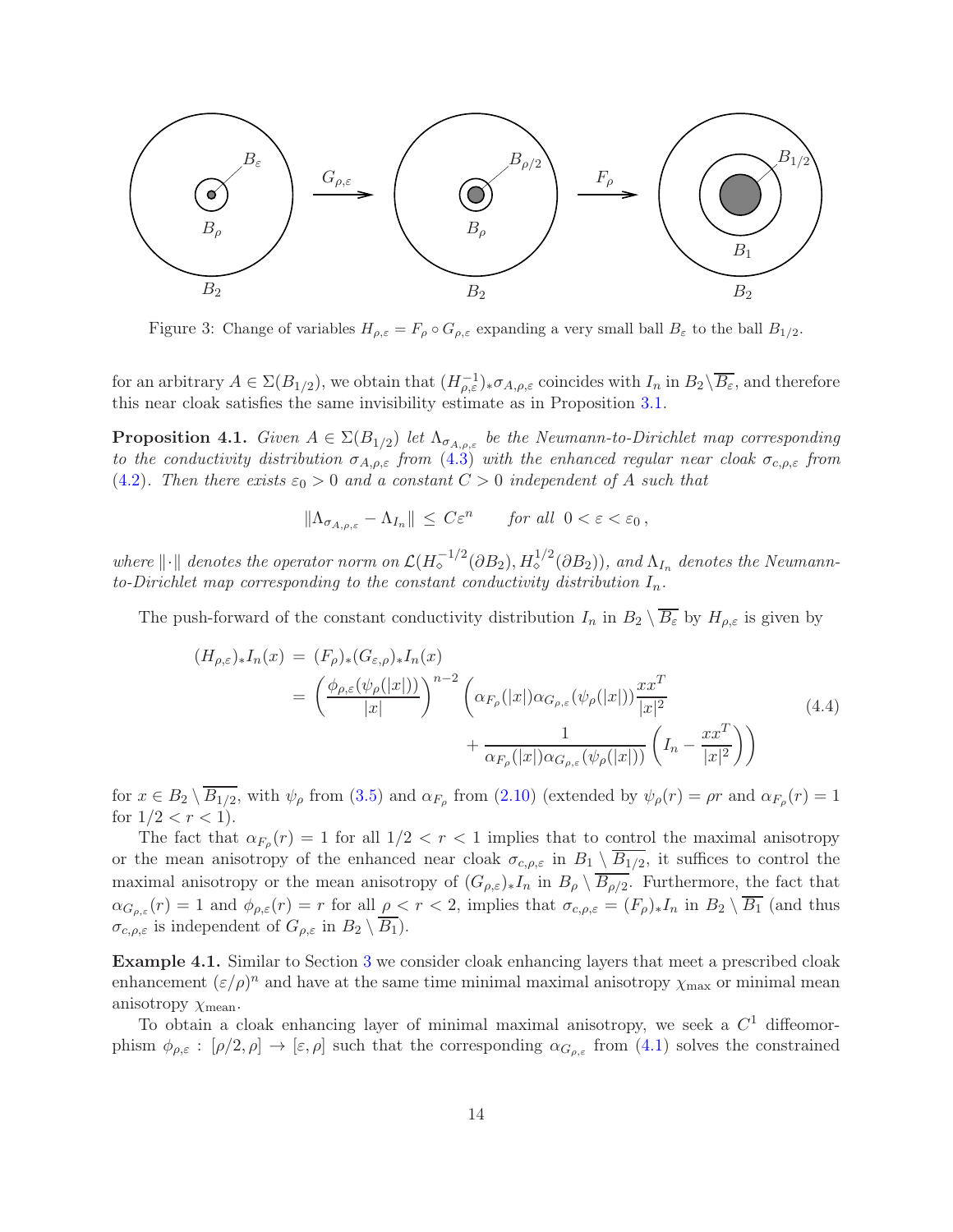Figure 3: Change of variables $H_{\rho,\varepsilon} = F_\rho \circ G_{\rho,\varepsilon}$ expanding a very small ball $B_\varepsilon$ to the ball $B_{1/2}$.

for an arbitrary $A \in \Sigma(B_{1/2})$, we obtain that $(H_{\rho,\varepsilon}^{-1})_*\sigma_{A,\rho,\varepsilon}$ coincides with $I_n$ in $B_2 \backslash \overline{B_\varepsilon}$, and therefore this near cloak satisfies the same invisibility estimate as in Proposition 3.1.

**Proposition 4.1.** *Given $A \in \Sigma(B_{1/2})$ let $\Lambda_{\sigma_{A,\rho,\varepsilon}}$ be the Neumann-to-Dirichlet map corresponding to the conductivity distribution $\sigma_{A,\rho,\varepsilon}$ from (4.3) with the enhanced regular near cloak $\sigma_{c,\rho,\varepsilon}$ from (4.2). Then there exists $\varepsilon_0 > 0$ and a constant $C > 0$ independent of $A$ such that*

$$\|\Lambda_{\sigma_{A,\rho,\varepsilon}} - \Lambda_{I_n}\| \leq C\varepsilon^n \qquad \text{for all } \ 0 < \varepsilon < \varepsilon_0\,,$$

*where $\|\cdot\|$ denotes the operator norm on $\mathcal{L}(H_\diamond^{-1/2}(\partial B_2), H_\diamond^{1/2}(\partial B_2))$, and $\Lambda_{I_n}$ denotes the Neumann-to-Dirichlet map corresponding to the constant conductivity distribution $I_n$.*

The push-forward of the constant conductivity distribution $I_n$ in $B_2 \setminus \overline{B_\varepsilon}$ by $H_{\rho,\varepsilon}$ is given by

$$\begin{aligned}(H_{\rho,\varepsilon})_* I_n(x) &= (F_\rho)_*(G_{\varepsilon,\rho})_* I_n(x) \\ &= \left(\frac{\phi_{\rho,\varepsilon}(\psi_\rho(|x|))}{|x|}\right)^{n-2} \left(\alpha_{F_\rho}(|x|)\alpha_{G_{\rho,\varepsilon}}(\psi_\rho(|x|))\frac{xx^T}{|x|^2}\right. \\ &\qquad\qquad\qquad\qquad \left. + \frac{1}{\alpha_{F_\rho}(|x|)\alpha_{G_{\rho,\varepsilon}}(\psi_\rho(|x|))}\left(I_n - \frac{xx^T}{|x|^2}\right)\right)\end{aligned} \tag{4.4}$$

for $x \in B_2 \setminus \overline{B_{1/2}}$, with $\psi_\rho$ from (3.5) and $\alpha_{F_\rho}$ from (2.10) (extended by $\psi_\rho(r) = \rho r$ and $\alpha_{F_\rho}(r) = 1$ for $1/2 < r < 1$).

The fact that $\alpha_{F_\rho}(r) = 1$ for all $1/2 < r < 1$ implies that to control the maximal anisotropy or the mean anisotropy of the enhanced near cloak $\sigma_{c,\rho,\varepsilon}$ in $B_1 \setminus \overline{B_{1/2}}$, it suffices to control the maximal anisotropy or the mean anisotropy of $(G_{\rho,\varepsilon})_* I_n$ in $B_\rho \setminus \overline{B_{\rho/2}}$. Furthermore, the fact that $\alpha_{G_{\rho,\varepsilon}}(r) = 1$ and $\phi_{\rho,\varepsilon}(r) = r$ for all $\rho < r < 2$, implies that $\sigma_{c,\rho,\varepsilon} = (F_\rho)_* I_n$ in $B_2 \setminus \overline{B_1}$ (and thus $\sigma_{c,\rho,\varepsilon}$ is independent of $G_{\rho,\varepsilon}$ in $B_2 \setminus \overline{B_1}$).

**Example 4.1.** Similar to Section 3 we consider cloak enhancing layers that meet a prescribed cloak enhancement $(\varepsilon/\rho)^n$ and have at the same time minimal maximal anisotropy $\chi_{\max}$ or minimal mean anisotropy $\chi_{\text{mean}}$.

To obtain a cloak enhancing layer of minimal maximal anisotropy, we seek a $C^1$ diffeomorphism $\phi_{\rho,\varepsilon} : [\rho/2, \rho] \to [\varepsilon, \rho]$ such that the corresponding $\alpha_{G_{\rho,\varepsilon}}$ from (4.1) solves the constrained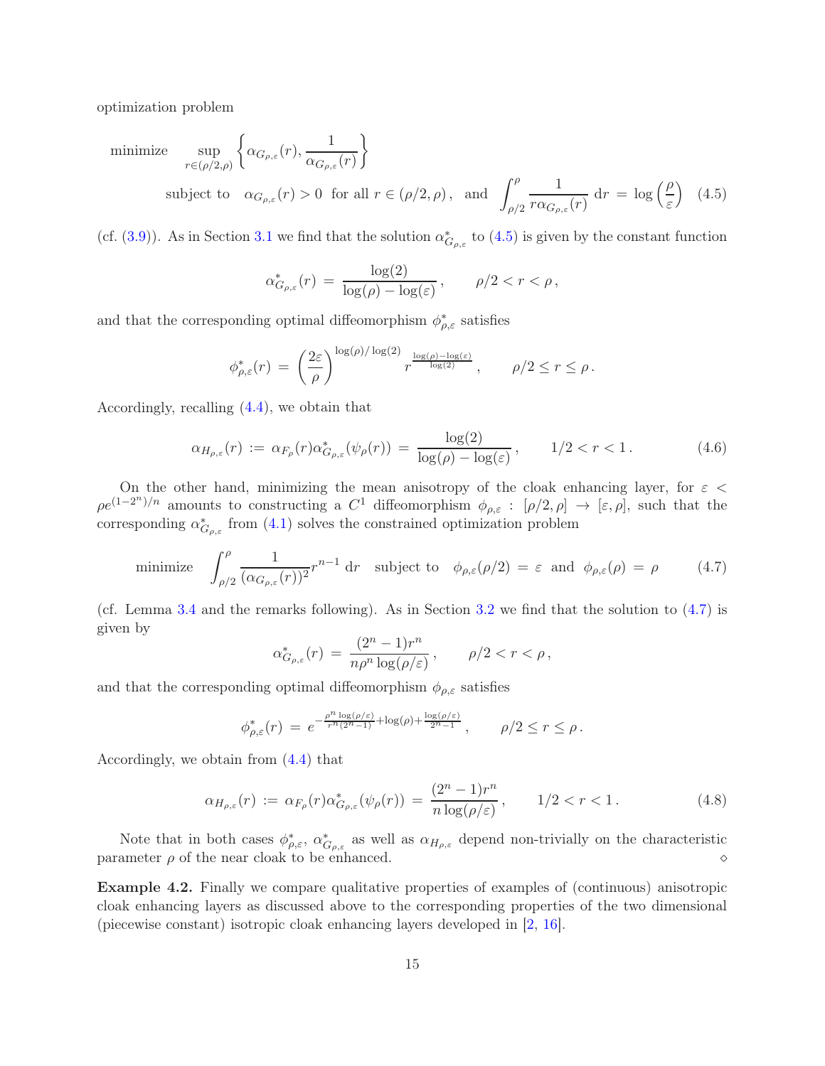optimization problem

$$
\text{minimize} \quad \sup_{r\in(\rho/2,\rho)} \left\{ \alpha_{G_{\rho,\varepsilon}}(r), \frac{1}{\alpha_{G_{\rho,\varepsilon}}(r)} \right\}
$$

$$
\text{subject to} \quad \alpha_{G_{\rho,\varepsilon}}(r) > 0 \ \text{ for all } r \in (\rho/2, \rho)\,, \quad \text{and} \quad \int_{\rho/2}^{\rho} \frac{1}{r\alpha_{G_{\rho,\varepsilon}}(r)}\,\mathrm{d}r \,=\, \log\left(\frac{\rho}{\varepsilon}\right) \tag{4.5}
$$

(cf. (3.9)). As in Section 3.1 we find that the solution $\alpha^*_{G_{\rho,\varepsilon}}$ to (4.5) is given by the constant function

$$
\alpha^*_{G_{\rho,\varepsilon}}(r) \,=\, \frac{\log(2)}{\log(\rho) - \log(\varepsilon)}\,, \qquad \rho/2 < r < \rho\,,
$$

and that the corresponding optimal diffeomorphism $\phi^*_{\rho,\varepsilon}$ satisfies

$$
\phi^*_{\rho,\varepsilon}(r) \,=\, \left(\frac{2\varepsilon}{\rho}\right)^{\log(\rho)/\log(2)} r^{\frac{\log(\rho)-\log(\varepsilon)}{\log(2)}}\,, \qquad \rho/2 \le r \le \rho\,.
$$

Accordingly, recalling (4.4), we obtain that

$$
\alpha_{H_{\rho,\varepsilon}}(r) \,:=\, \alpha_{F_\rho}(r)\alpha^*_{G_{\rho,\varepsilon}}(\psi_\rho(r)) \,=\, \frac{\log(2)}{\log(\rho) - \log(\varepsilon)}\,, \qquad 1/2 < r < 1\,. \tag{4.6}
$$

On the other hand, minimizing the mean anisotropy of the cloak enhancing layer, for $\varepsilon < \rho e^{(1-2^n)/n}$ amounts to constructing a $C^1$ diffeomorphism $\phi_{\rho,\varepsilon} : [\rho/2, \rho] \to [\varepsilon, \rho]$, such that the corresponding $\alpha^*_{G_{\rho,\varepsilon}}$ from (4.1) solves the constrained optimization problem

$$
\text{minimize} \quad \int_{\rho/2}^{\rho} \frac{1}{(\alpha_{G_{\rho,\varepsilon}}(r))^2} r^{n-1}\,\mathrm{d}r \quad \text{subject to} \quad \phi_{\rho,\varepsilon}(\rho/2) \,=\, \varepsilon \ \text{ and } \ \phi_{\rho,\varepsilon}(\rho) \,=\, \rho \tag{4.7}
$$

(cf. Lemma 3.4 and the remarks following). As in Section 3.2 we find that the solution to (4.7) is given by

$$
\alpha^*_{G_{\rho,\varepsilon}}(r) \,=\, \frac{(2^n-1)r^n}{n\rho^n \log(\rho/\varepsilon)}\,, \qquad \rho/2 < r < \rho\,,
$$

and that the corresponding optimal diffeomorphism $\phi_{\rho,\varepsilon}$ satisfies

$$
\phi^*_{\rho,\varepsilon}(r) \,=\, e^{-\frac{\rho^n \log(\rho/\varepsilon)}{r^n(2^n-1)} + \log(\rho) + \frac{\log(\rho/\varepsilon)}{2^n-1}}\,, \qquad \rho/2 \le r \le \rho\,.
$$

Accordingly, we obtain from (4.4) that

$$
\alpha_{H_{\rho,\varepsilon}}(r) \,:=\, \alpha_{F_\rho}(r)\alpha^*_{G_{\rho,\varepsilon}}(\psi_\rho(r)) \,=\, \frac{(2^n-1)r^n}{n\log(\rho/\varepsilon)}\,, \qquad 1/2 < r < 1\,. \tag{4.8}
$$

Note that in both cases $\phi^*_{\rho,\varepsilon}$, $\alpha^*_{G_{\rho,\varepsilon}}$ as well as $\alpha_{H_{\rho,\varepsilon}}$ depend non-trivially on the characteristic parameter $\rho$ of the near cloak to be enhanced. ⋄

**Example 4.2.** Finally we compare qualitative properties of examples of (continuous) anisotropic cloak enhancing layers as discussed above to the corresponding properties of the two dimensional (piecewise constant) isotropic cloak enhancing layers developed in [2, 16].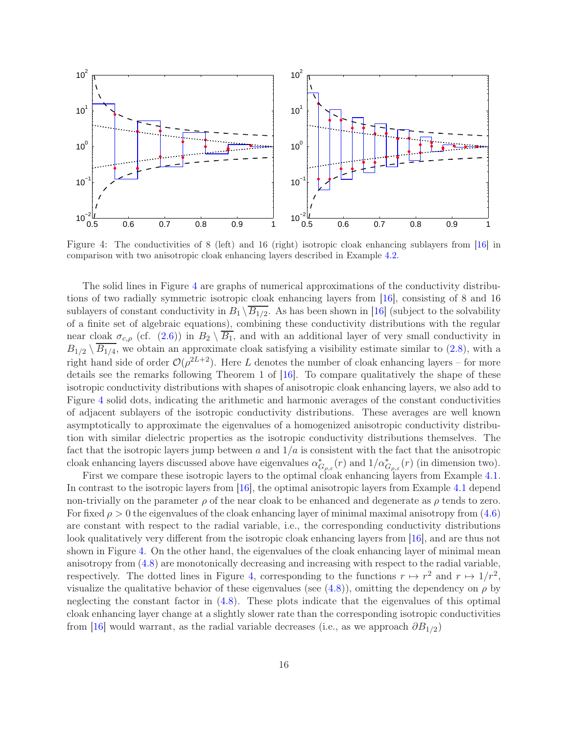Figure 4: The conductivities of 8 (left) and 16 (right) isotropic cloak enhancing sublayers from [16] in comparison with two anisotropic cloak enhancing layers described in Example 4.2.

The solid lines in Figure 4 are graphs of numerical approximations of the conductivity distributions of two radially symmetric isotropic cloak enhancing layers from [16], consisting of 8 and 16 sublayers of constant conductivity in $B_1 \setminus \overline{B_{1/2}}$. As has been shown in [16] (subject to the solvability of a finite set of algebraic equations), combining these conductivity distributions with the regular near cloak $\sigma_{c,\rho}$ (cf. (2.6)) in $B_2 \setminus \overline{B_1}$, and with an additional layer of very small conductivity in $B_{1/2} \setminus \overline{B_{1/4}}$, we obtain an approximate cloak satisfying a visibility estimate similar to (2.8), with a right hand side of order $\mathcal{O}(\rho^{2L+2})$. Here $L$ denotes the number of cloak enhancing layers – for more details see the remarks following Theorem 1 of [16]. To compare qualitatively the shape of these isotropic conductivity distributions with shapes of anisotropic cloak enhancing layers, we also add to Figure 4 solid dots, indicating the arithmetic and harmonic averages of the constant conductivities of adjacent sublayers of the isotropic conductivity distributions. These averages are well known asymptotically to approximate the eigenvalues of a homogenized anisotropic conductivity distribution with similar dielectric properties as the isotropic conductivity distributions themselves. The fact that the isotropic layers jump between $a$ and $1/a$ is consistent with the fact that the anisotropic cloak enhancing layers discussed above have eigenvalues $\alpha^*_{G_{\rho,\varepsilon}}(r)$ and $1/\alpha^*_{G_{\rho,\varepsilon}}(r)$ (in dimension two).

First we compare these isotropic layers to the optimal cloak enhancing layers from Example 4.1. In contrast to the isotropic layers from [16], the optimal anisotropic layers from Example 4.1 depend non-trivially on the parameter $\rho$ of the near cloak to be enhanced and degenerate as $\rho$ tends to zero. For fixed $\rho > 0$ the eigenvalues of the cloak enhancing layer of minimal maximal anisotropy from (4.6) are constant with respect to the radial variable, i.e., the corresponding conductivity distributions look qualitatively very different from the isotropic cloak enhancing layers from [16], and are thus not shown in Figure 4. On the other hand, the eigenvalues of the cloak enhancing layer of minimal mean anisotropy from (4.8) are monotonically decreasing and increasing with respect to the radial variable, respectively. The dotted lines in Figure 4, corresponding to the functions $r \mapsto r^2$ and $r \mapsto 1/r^2$, visualize the qualitative behavior of these eigenvalues (see (4.8)), omitting the dependency on $\rho$ by neglecting the constant factor in (4.8). These plots indicate that the eigenvalues of this optimal cloak enhancing layer change at a slightly slower rate than the corresponding isotropic conductivities from [16] would warrant, as the radial variable decreases (i.e., as we approach $\partial B_{1/2}$)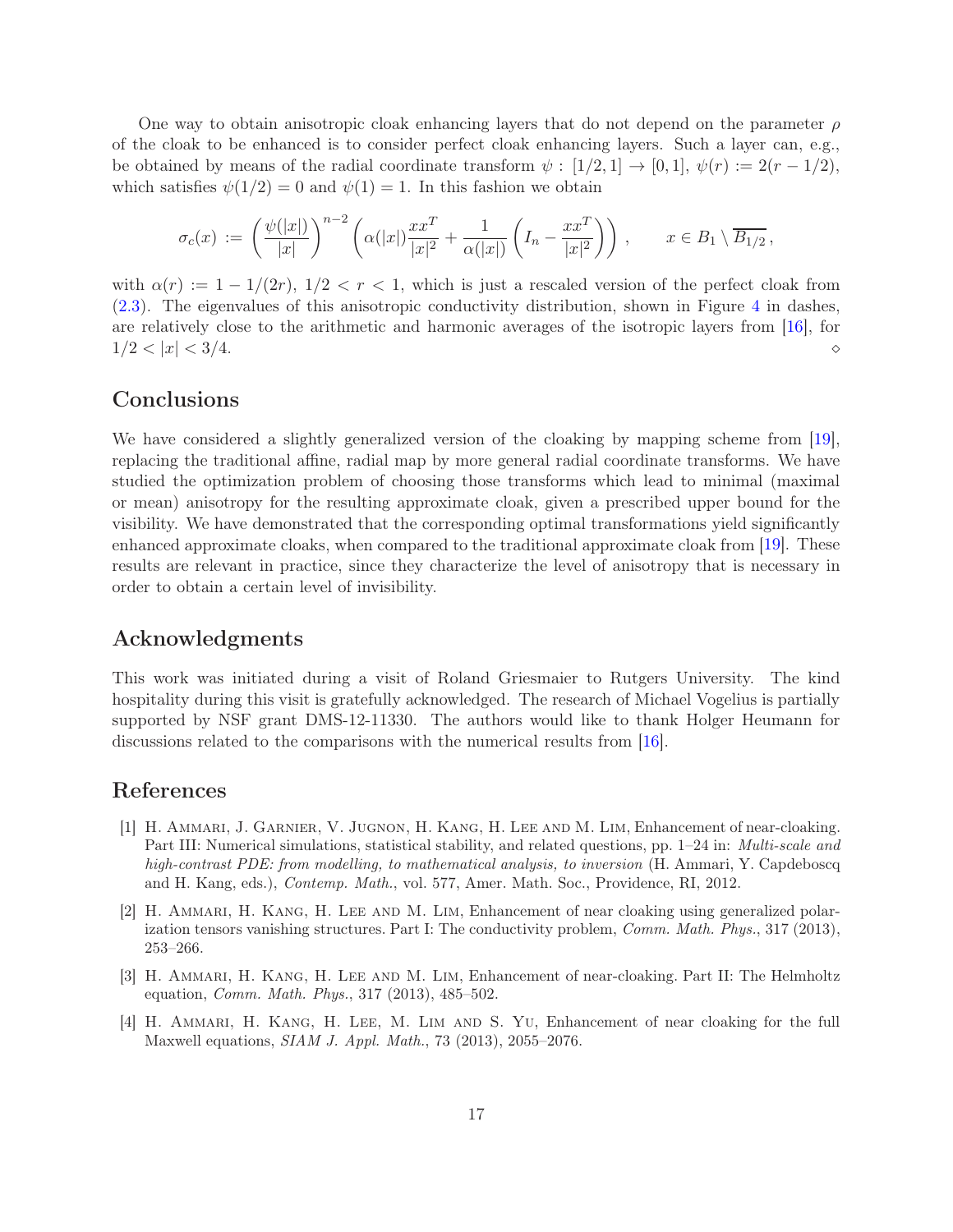One way to obtain anisotropic cloak enhancing layers that do not depend on the parameter $\rho$ of the cloak to be enhanced is to consider perfect cloak enhancing layers. Such a layer can, e.g., be obtained by means of the radial coordinate transform $\psi : [1/2, 1] \to [0, 1]$, $\psi(r) := 2(r - 1/2)$, which satisfies $\psi(1/2) = 0$ and $\psi(1) = 1$. In this fashion we obtain

$$\sigma_c(x) := \left(\frac{\psi(|x|)}{|x|}\right)^{n-2} \left(\alpha(|x|)\frac{xx^T}{|x|^2} + \frac{1}{\alpha(|x|)}\left(I_n - \frac{xx^T}{|x|^2}\right)\right), \qquad x \in B_1 \setminus \overline{B_{1/2}},$$

with $\alpha(r) := 1 - 1/(2r)$, $1/2 < r < 1$, which is just a rescaled version of the perfect cloak from (2.3). The eigenvalues of this anisotropic conductivity distribution, shown in Figure 4 in dashes, are relatively close to the arithmetic and harmonic averages of the isotropic layers from [16], for $1/2 < |x| < 3/4$. ◇

## Conclusions

We have considered a slightly generalized version of the cloaking by mapping scheme from [19], replacing the traditional affine, radial map by more general radial coordinate transforms. We have studied the optimization problem of choosing those transforms which lead to minimal (maximal or mean) anisotropy for the resulting approximate cloak, given a prescribed upper bound for the visibility. We have demonstrated that the corresponding optimal transformations yield significantly enhanced approximate cloaks, when compared to the traditional approximate cloak from [19]. These results are relevant in practice, since they characterize the level of anisotropy that is necessary in order to obtain a certain level of invisibility.

## Acknowledgments

This work was initiated during a visit of Roland Griesmaier to Rutgers University. The kind hospitality during this visit is gratefully acknowledged. The research of Michael Vogelius is partially supported by NSF grant DMS-12-11330. The authors would like to thank Holger Heumann for discussions related to the comparisons with the numerical results from [16].

## References

[1] H. Ammari, J. Garnier, V. Jugnon, H. Kang, H. Lee and M. Lim, Enhancement of near-cloaking. Part III: Numerical simulations, statistical stability, and related questions, pp. 1–24 in: *Multi-scale and high-contrast PDE: from modelling, to mathematical analysis, to inversion* (H. Ammari, Y. Capdeboscq and H. Kang, eds.), *Contemp. Math.*, vol. 577, Amer. Math. Soc., Providence, RI, 2012.

[2] H. Ammari, H. Kang, H. Lee and M. Lim, Enhancement of near cloaking using generalized polarization tensors vanishing structures. Part I: The conductivity problem, *Comm. Math. Phys.*, 317 (2013), 253–266.

[3] H. Ammari, H. Kang, H. Lee and M. Lim, Enhancement of near-cloaking. Part II: The Helmholtz equation, *Comm. Math. Phys.*, 317 (2013), 485–502.

[4] H. Ammari, H. Kang, H. Lee, M. Lim and S. Yu, Enhancement of near cloaking for the full Maxwell equations, *SIAM J. Appl. Math.*, 73 (2013), 2055–2076.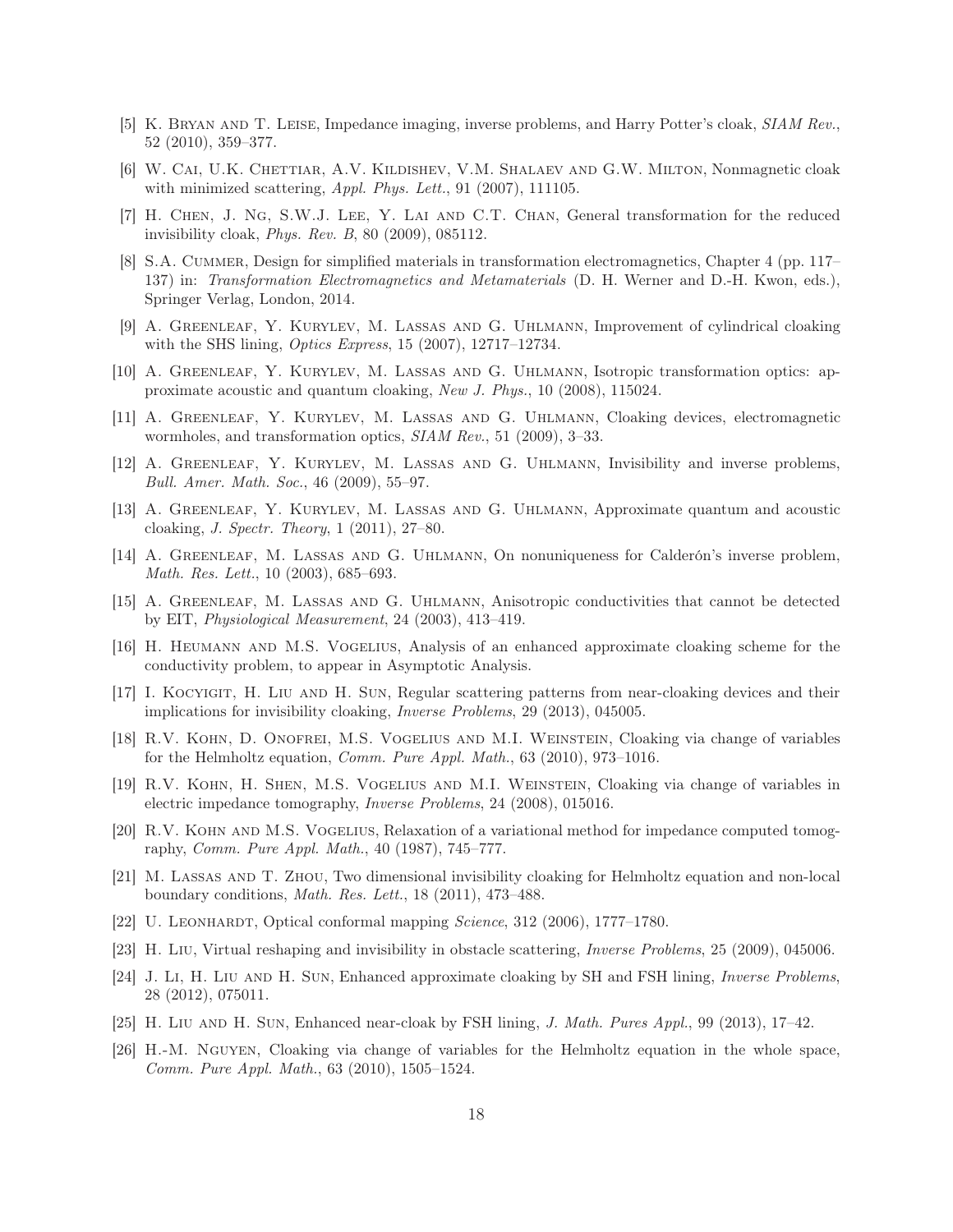[5] K. Bryan and T. Leise, Impedance imaging, inverse problems, and Harry Potter's cloak, *SIAM Rev.*, 52 (2010), 359–377.

[6] W. Cai, U.K. Chettiar, A.V. Kildishev, V.M. Shalaev and G.W. Milton, Nonmagnetic cloak with minimized scattering, *Appl. Phys. Lett.*, 91 (2007), 111105.

[7] H. Chen, J. Ng, S.W.J. Lee, Y. Lai and C.T. Chan, General transformation for the reduced invisibility cloak, *Phys. Rev. B*, 80 (2009), 085112.

[8] S.A. Cummer, Design for simplified materials in transformation electromagnetics, Chapter 4 (pp. 117–137) in: *Transformation Electromagnetics and Metamaterials* (D. H. Werner and D.-H. Kwon, eds.), Springer Verlag, London, 2014.

[9] A. Greenleaf, Y. Kurylev, M. Lassas and G. Uhlmann, Improvement of cylindrical cloaking with the SHS lining, *Optics Express*, 15 (2007), 12717–12734.

[10] A. Greenleaf, Y. Kurylev, M. Lassas and G. Uhlmann, Isotropic transformation optics: approximate acoustic and quantum cloaking, *New J. Phys.*, 10 (2008), 115024.

[11] A. Greenleaf, Y. Kurylev, M. Lassas and G. Uhlmann, Cloaking devices, electromagnetic wormholes, and transformation optics, *SIAM Rev.*, 51 (2009), 3–33.

[12] A. Greenleaf, Y. Kurylev, M. Lassas and G. Uhlmann, Invisibility and inverse problems, *Bull. Amer. Math. Soc.*, 46 (2009), 55–97.

[13] A. Greenleaf, Y. Kurylev, M. Lassas and G. Uhlmann, Approximate quantum and acoustic cloaking, *J. Spectr. Theory*, 1 (2011), 27–80.

[14] A. Greenleaf, M. Lassas and G. Uhlmann, On nonuniqueness for Calderón's inverse problem, *Math. Res. Lett.*, 10 (2003), 685–693.

[15] A. Greenleaf, M. Lassas and G. Uhlmann, Anisotropic conductivities that cannot be detected by EIT, *Physiological Measurement*, 24 (2003), 413–419.

[16] H. Heumann and M.S. Vogelius, Analysis of an enhanced approximate cloaking scheme for the conductivity problem, to appear in Asymptotic Analysis.

[17] I. Kocyigit, H. Liu and H. Sun, Regular scattering patterns from near-cloaking devices and their implications for invisibility cloaking, *Inverse Problems*, 29 (2013), 045005.

[18] R.V. Kohn, D. Onofrei, M.S. Vogelius and M.I. Weinstein, Cloaking via change of variables for the Helmholtz equation, *Comm. Pure Appl. Math.*, 63 (2010), 973–1016.

[19] R.V. Kohn, H. Shen, M.S. Vogelius and M.I. Weinstein, Cloaking via change of variables in electric impedance tomography, *Inverse Problems*, 24 (2008), 015016.

[20] R.V. Kohn and M.S. Vogelius, Relaxation of a variational method for impedance computed tomography, *Comm. Pure Appl. Math.*, 40 (1987), 745–777.

[21] M. Lassas and T. Zhou, Two dimensional invisibility cloaking for Helmholtz equation and non-local boundary conditions, *Math. Res. Lett.*, 18 (2011), 473–488.

[22] U. Leonhardt, Optical conformal mapping *Science*, 312 (2006), 1777–1780.

[23] H. Liu, Virtual reshaping and invisibility in obstacle scattering, *Inverse Problems*, 25 (2009), 045006.

[24] J. Li, H. Liu and H. Sun, Enhanced approximate cloaking by SH and FSH lining, *Inverse Problems*, 28 (2012), 075011.

[25] H. Liu and H. Sun, Enhanced near-cloak by FSH lining, *J. Math. Pures Appl.*, 99 (2013), 17–42.

[26] H.-M. Nguyen, Cloaking via change of variables for the Helmholtz equation in the whole space, *Comm. Pure Appl. Math.*, 63 (2010), 1505–1524.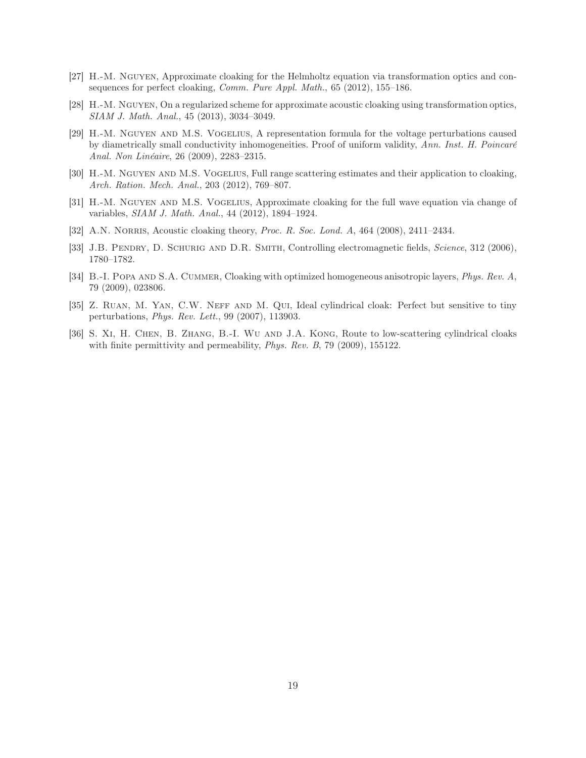[27] H.-M. Nguyen, Approximate cloaking for the Helmholtz equation via transformation optics and consequences for perfect cloaking, *Comm. Pure Appl. Math.*, 65 (2012), 155–186.

[28] H.-M. Nguyen, On a regularized scheme for approximate acoustic cloaking using transformation optics, *SIAM J. Math. Anal.*, 45 (2013), 3034–3049.

[29] H.-M. Nguyen and M.S. Vogelius, A representation formula for the voltage perturbations caused by diametrically small conductivity inhomogeneities. Proof of uniform validity, *Ann. Inst. H. Poincaré Anal. Non Linéaire*, 26 (2009), 2283–2315.

[30] H.-M. Nguyen and M.S. Vogelius, Full range scattering estimates and their application to cloaking, *Arch. Ration. Mech. Anal.*, 203 (2012), 769–807.

[31] H.-M. Nguyen and M.S. Vogelius, Approximate cloaking for the full wave equation via change of variables, *SIAM J. Math. Anal.*, 44 (2012), 1894–1924.

[32] A.N. Norris, Acoustic cloaking theory, *Proc. R. Soc. Lond. A*, 464 (2008), 2411–2434.

[33] J.B. Pendry, D. Schurig and D.R. Smith, Controlling electromagnetic fields, *Science*, 312 (2006), 1780–1782.

[34] B.-I. Popa and S.A. Cummer, Cloaking with optimized homogeneous anisotropic layers, *Phys. Rev. A*, 79 (2009), 023806.

[35] Z. Ruan, M. Yan, C.W. Neff and M. Qui, Ideal cylindrical cloak: Perfect but sensitive to tiny perturbations, *Phys. Rev. Lett.*, 99 (2007), 113903.

[36] S. Xi, H. Chen, B. Zhang, B.-I. Wu and J.A. Kong, Route to low-scattering cylindrical cloaks with finite permittivity and permeability, *Phys. Rev. B*, 79 (2009), 155122.